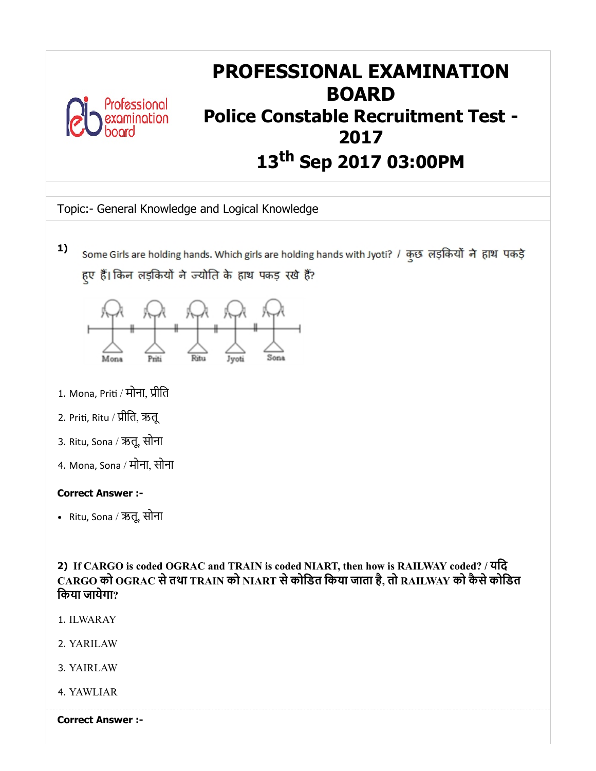# PROFESSIONAL EXAMINATION BOARD

## Police Constable Recruitment Test - 2017

## 13th Sep 2017 03:00PM

Topic:- General Knowledge and Logical Knowledge

1) Some Girls are holding hands. Which girls are holding hands with Jyoti? / कुछ लड़कियों ने हाथ पकड़े हुए हैं। किन लड़कियों ने ज्योति के हाथ पकड़ रखे हैं?

Mona Priti Ritu Jyoti Sona

1. Mona, Priti / मोना, प्रीति
2. Priti, Ritu / प्रीति, ऋतू
3. Ritu, Sona / ऋतू, सोना
4. Mona, Sona / मोना, सोना

**Correct Answer :-**

- Ritu, Sona / ऋतू, सोना

**2) If CARGO is coded OGRAC and TRAIN is coded NIART, then how is RAILWAY coded? / यदि CARGO को OGRAC से तथा TRAIN को NIART से कोडित किया जाता है, तो RAILWAY को कैसे कोडित किया जायेगा?**

1. ILWARAY
2. YARILAW
3. YAIRLAW
4. YAWLIAR

**Correct Answer :-**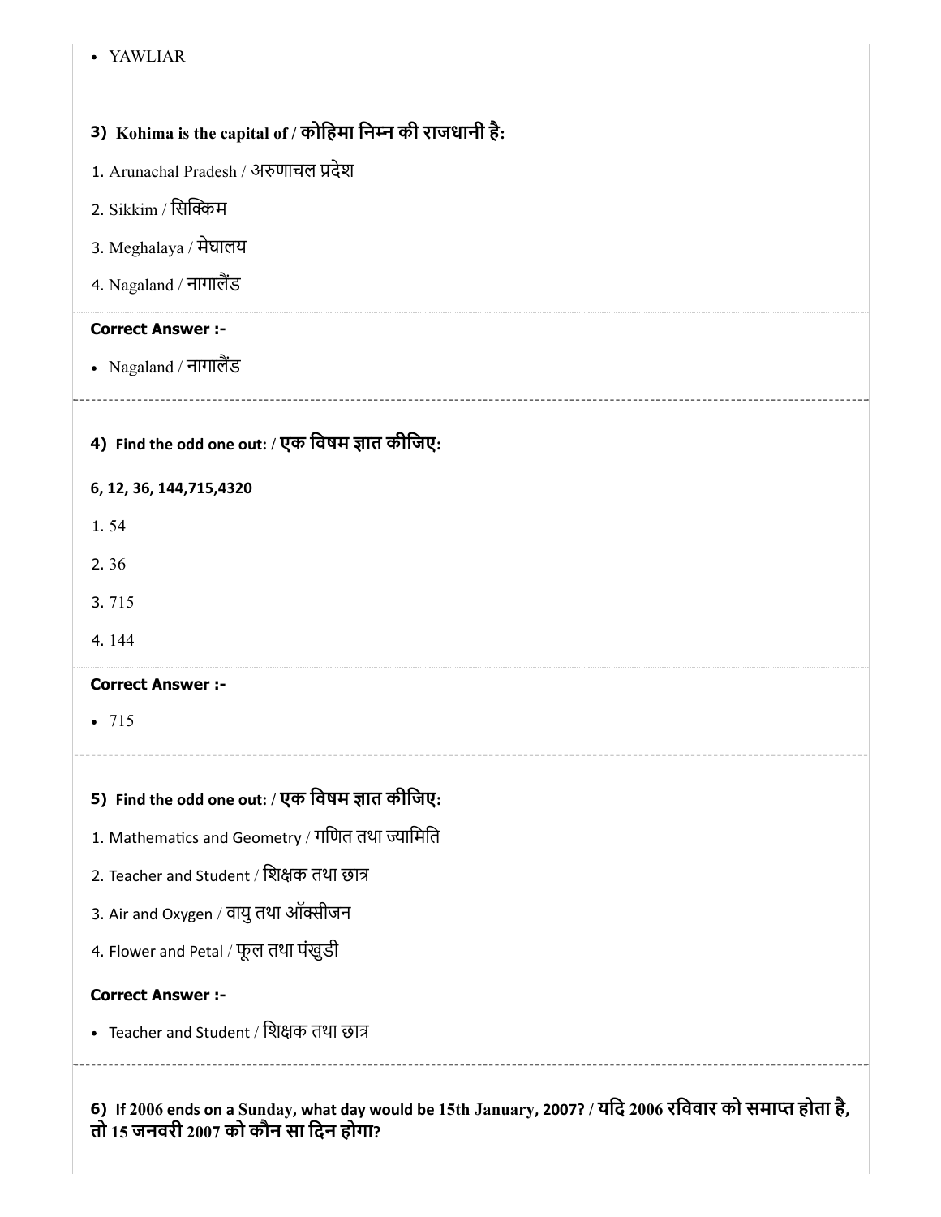- YAWLIAR

### 3) Kohima is the capital of / कोहिमा निम्न की राजधानी है:

1. Arunachal Pradesh / अरुणाचल प्रदेश
2. Sikkim / सिक्किम
3. Meghalaya / मेघालय
4. Nagaland / नागालैंड

**Correct Answer :-**

- Nagaland / नागालैंड

### 4) Find the odd one out: / एक विषम ज्ञात कीजिए:

**6, 12, 36, 144,715,4320**

1. 54
2. 36
3. 715
4. 144

**Correct Answer :-**

- 715

### 5) Find the odd one out: / एक विषम ज्ञात कीजिए:

1. Mathematics and Geometry / गणित तथा ज्यामिति
2. Teacher and Student / शिक्षक तथा छात्र
3. Air and Oxygen / वायु तथा ऑक्सीजन
4. Flower and Petal / फूल तथा पंखुडी

**Correct Answer :-**

- Teacher and Student / शिक्षक तथा छात्र

### 6) If 2006 ends on a Sunday, what day would be 15th January, 2007? / यदि 2006 रविवार को समाप्त होता है, तो 15 जनवरी 2007 को कौन सा दिन होगा?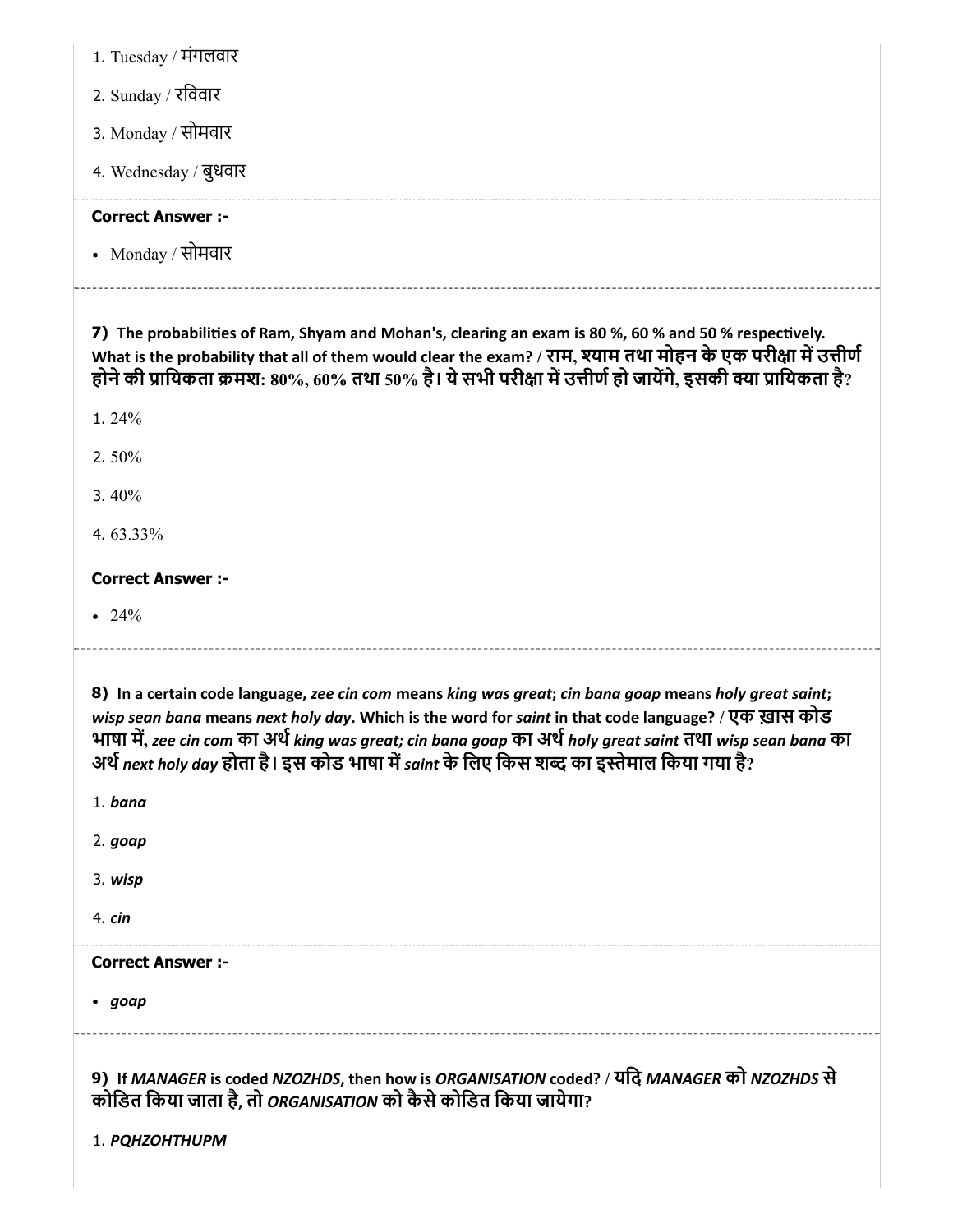1. Tuesday / मंगलवार

2. Sunday / रविवार

3. Monday / सोमवार

4. Wednesday / बुधवार

**Correct Answer :-**

- Monday / सोमवार

**7)** **The probabilities of Ram, Shyam and Mohan's, clearing an exam is 80 %, 60 % and 50 % respectively. What is the probability that all of them would clear the exam? / राम, श्याम तथा मोहन के एक परीक्षा में उत्तीर्ण होने की प्रायिकता क्रमश: 80%, 60% तथा 50% है। ये सभी परीक्षा में उत्तीर्ण हो जायेंगे, इसकी क्या प्रायिकता है?**

1. 24%

2. 50%

3. 40%

4. 63.33%

**Correct Answer :-**

- 24%

**8)** **In a certain code language, *zee cin com* means *king was great*; *cin bana goap* means *holy great saint*; *wisp sean bana* means *next holy day*. Which is the word for *saint* in that code language? / एक ख़ास कोड भाषा में, *zee cin com* का अर्थ *king was great; cin bana goap* का अर्थ *holy great saint* तथा *wisp sean bana* का अर्थ *next holy day* होता है। इस कोड भाषा में *saint* के लिए किस शब्द का इस्तेमाल किया गया है?**

1. ***bana***

2. ***goap***

3. ***wisp***

4. ***cin***

**Correct Answer :-**

- ***goap***

**9)** **If *MANAGER* is coded *NZOZHDS*, then how is *ORGANISATION* coded? / यदि *MANAGER* को *NZOZHDS* से कोडित किया जाता है, तो *ORGANISATION* को कैसे कोडित किया जायेगा?**

1. ***PQHZOHTHUPM***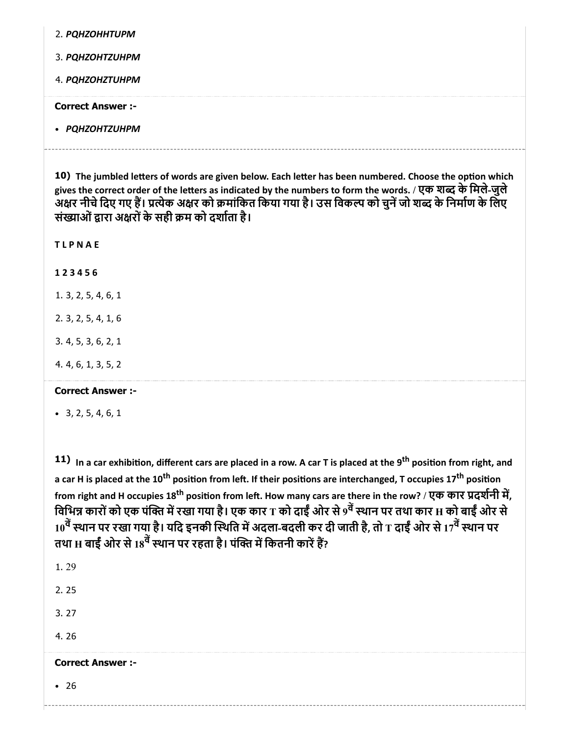2. *PQHZOHHTUPM*

3. *PQHZOHTZUHPM*

4. *PQHZOHZTUHPM*

**Correct Answer :-**

- *PQHZOHTZUHPM*

---

**10)** **The jumbled letters of words are given below. Each letter has been numbered. Choose the option which gives the correct order of the letters as indicated by the numbers to form the words. / एक शब्द के मिले-जुले अक्षर नीचे दिए गए हैं। प्रत्येक अक्षर को क्रमांकित किया गया है। उस विकल्प को चुनें जो शब्द के निर्माण के लिए संख्याओं द्वारा अक्षरों के सही क्रम को दर्शाता है।**

**T L P N A E**

**1 2 3 4 5 6**

1. 3, 2, 5, 4, 6, 1

2. 3, 2, 5, 4, 1, 6

3. 4, 5, 3, 6, 2, 1

4. 4, 6, 1, 3, 5, 2

**Correct Answer :-**

- 3, 2, 5, 4, 6, 1

---

**11)** **In a car exhibition, different cars are placed in a row. A car T is placed at the $9^{th}$ position from right, and a car H is placed at the $10^{th}$ position from left. If their positions are interchanged, T occupies $17^{th}$ position from right and H occupies $18^{th}$ position from left. How many cars are there in the row? / एक कार प्रदर्शनी में, विभिन्न कारों को एक पंक्ति में रखा गया है। एक कार T को दाईं ओर से $9^{वें}$ स्थान पर तथा कार H को बाईं ओर से $10^{वें}$ स्थान पर रखा गया है। यदि इनकी स्थिति में अदला-बदली कर दी जाती है, तो T दाईं ओर से $17^{वें}$ स्थान पर तथा H बाईं ओर से $18^{वें}$ स्थान पर रहता है। पंक्ति में कितनी कारें हैं?**

1. 29

2. 25

3. 27

4. 26

**Correct Answer :-**

- 26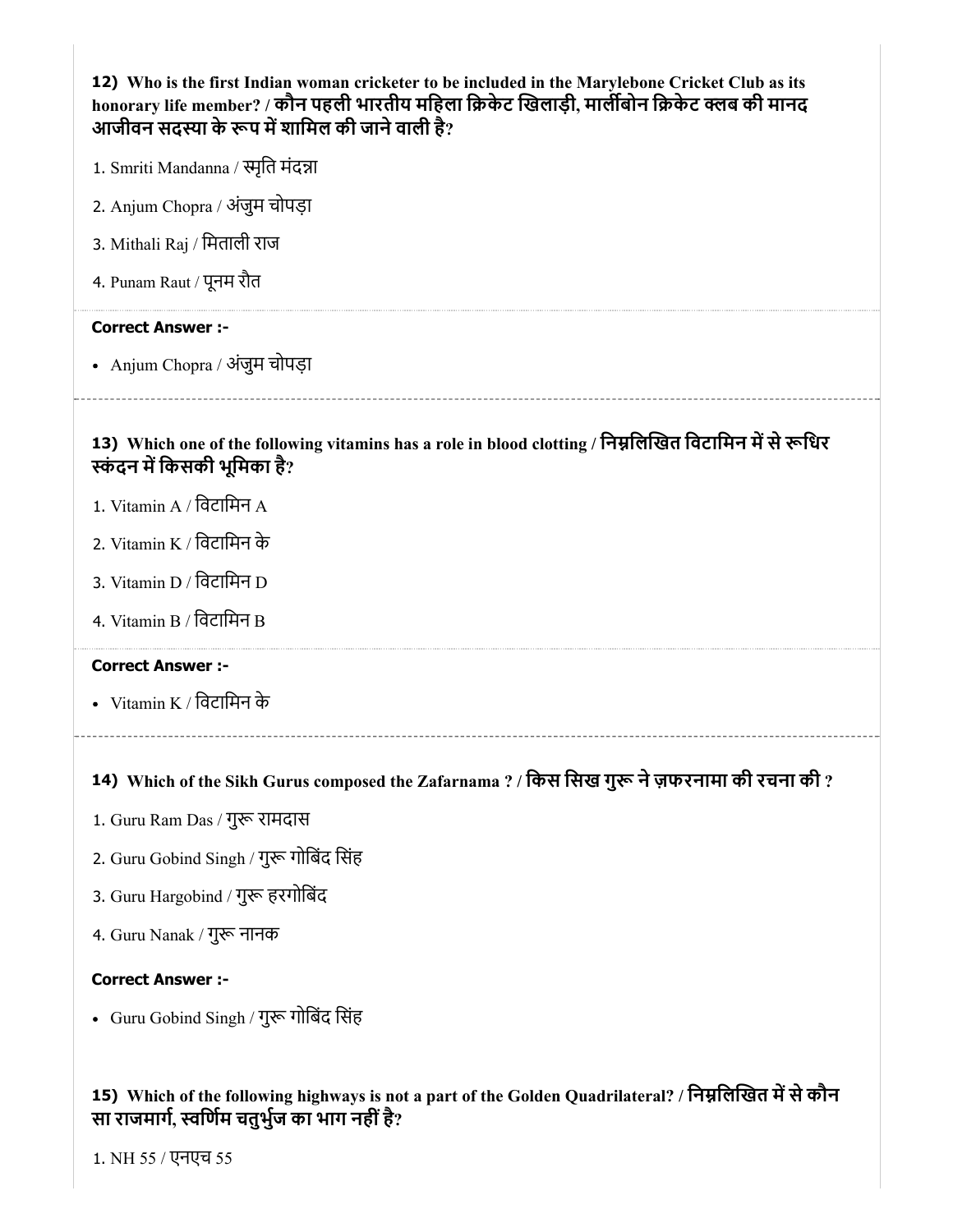**12) Who is the first Indian woman cricketer to be included in the Marylebone Cricket Club as its honorary life member? / कौन पहली भारतीय महिला क्रिकेट खिलाड़ी, मार्लीबोन क्रिकेट क्लब की मानद आजीवन सदस्या के रूप में शामिल की जाने वाली है?**

1. Smriti Mandanna / स्मृति मंदन्ना
2. Anjum Chopra / अंजुम चोपड़ा
3. Mithali Raj / मिताली राज
4. Punam Raut / पूनम रौत

**Correct Answer :-**

- Anjum Chopra / अंजुम चोपड़ा

---

**13) Which one of the following vitamins has a role in blood clotting / निम्नलिखित विटामिन में से रूधिर स्कंदन में किसकी भूमिका है?**

1. Vitamin A / विटामिन A
2. Vitamin K / विटामिन के
3. Vitamin D / विटामिन D
4. Vitamin B / विटामिन B

**Correct Answer :-**

- Vitamin K / विटामिन के

---

**14) Which of the Sikh Gurus composed the Zafarnama ? / किस सिख गुरू ने ज़फरनामा की रचना की ?**

1. Guru Ram Das / गुरू रामदास
2. Guru Gobind Singh / गुरू गोबिंद सिंह
3. Guru Hargobind / गुरू हरगोबिंद
4. Guru Nanak / गुरू नानक

**Correct Answer :-**

- Guru Gobind Singh / गुरू गोबिंद सिंह

**15) Which of the following highways is not a part of the Golden Quadrilateral? / निम्नलिखित में से कौन सा राजमार्ग, स्वर्णिम चतुर्भुज का भाग नहीं है?**

1. NH 55 / एनएच 55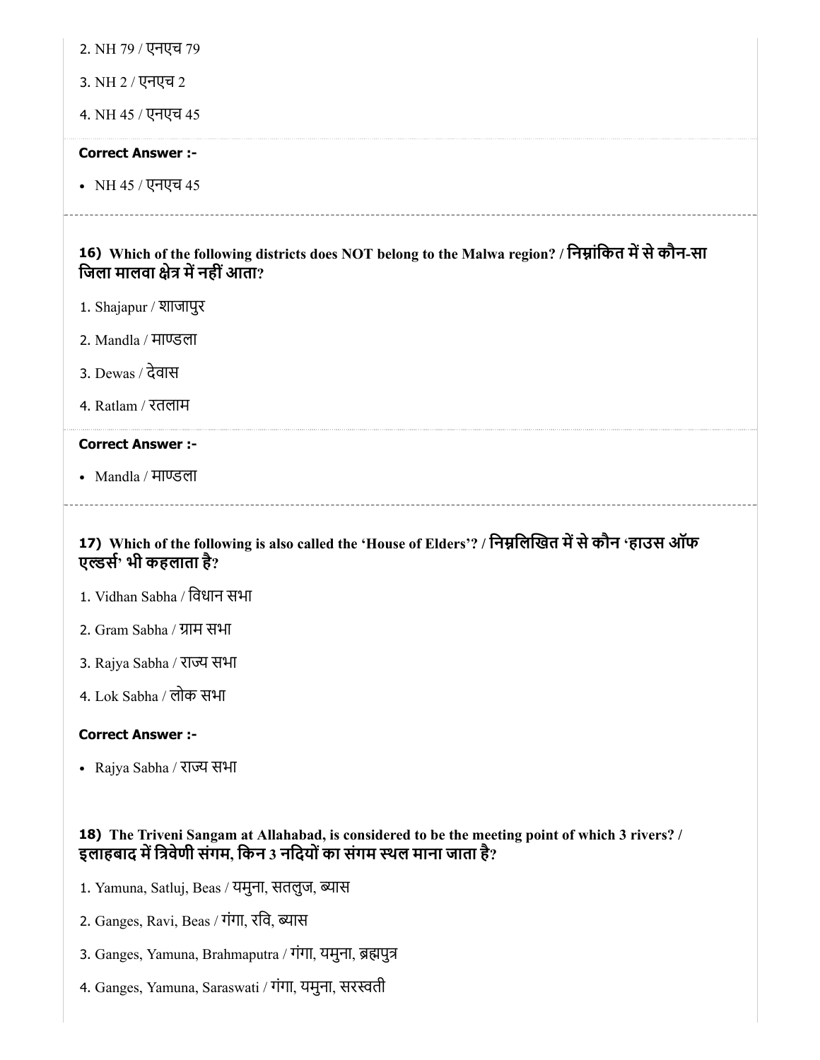2. NH 79 / एनएच 79

3. NH 2 / एनएच 2

4. NH 45 / एनएच 45

**Correct Answer :-**

- NH 45 / एनएच 45

---

**16) Which of the following districts does NOT belong to the Malwa region? / निम्नांकित में से कौन-सा जिला मालवा क्षेत्र में नहीं आता?**

1. Shajapur / शाजापुर

2. Mandla / माण्डला

3. Dewas / देवास

4. Ratlam / रतलाम

**Correct Answer :-**

- Mandla / माण्डला

---

**17) Which of the following is also called the 'House of Elders'? / निम्नलिखित में से कौन 'हाउस ऑफ एल्डर्स' भी कहलाता है?**

1. Vidhan Sabha / विधान सभा

2. Gram Sabha / ग्राम सभा

3. Rajya Sabha / राज्य सभा

4. Lok Sabha / लोक सभा

**Correct Answer :-**

- Rajya Sabha / राज्य सभा

---

**18) The Triveni Sangam at Allahabad, is considered to be the meeting point of which 3 rivers? / इलाहबाद में त्रिवेणी संगम, किन 3 नदियों का संगम स्थल माना जाता है?**

1. Yamuna, Satluj, Beas / यमुना, सतलुज, ब्यास

2. Ganges, Ravi, Beas / गंगा, रवि, ब्यास

3. Ganges, Yamuna, Brahmaputra / गंगा, यमुना, ब्रह्मपुत्र

4. Ganges, Yamuna, Saraswati / गंगा, यमुना, सरस्वती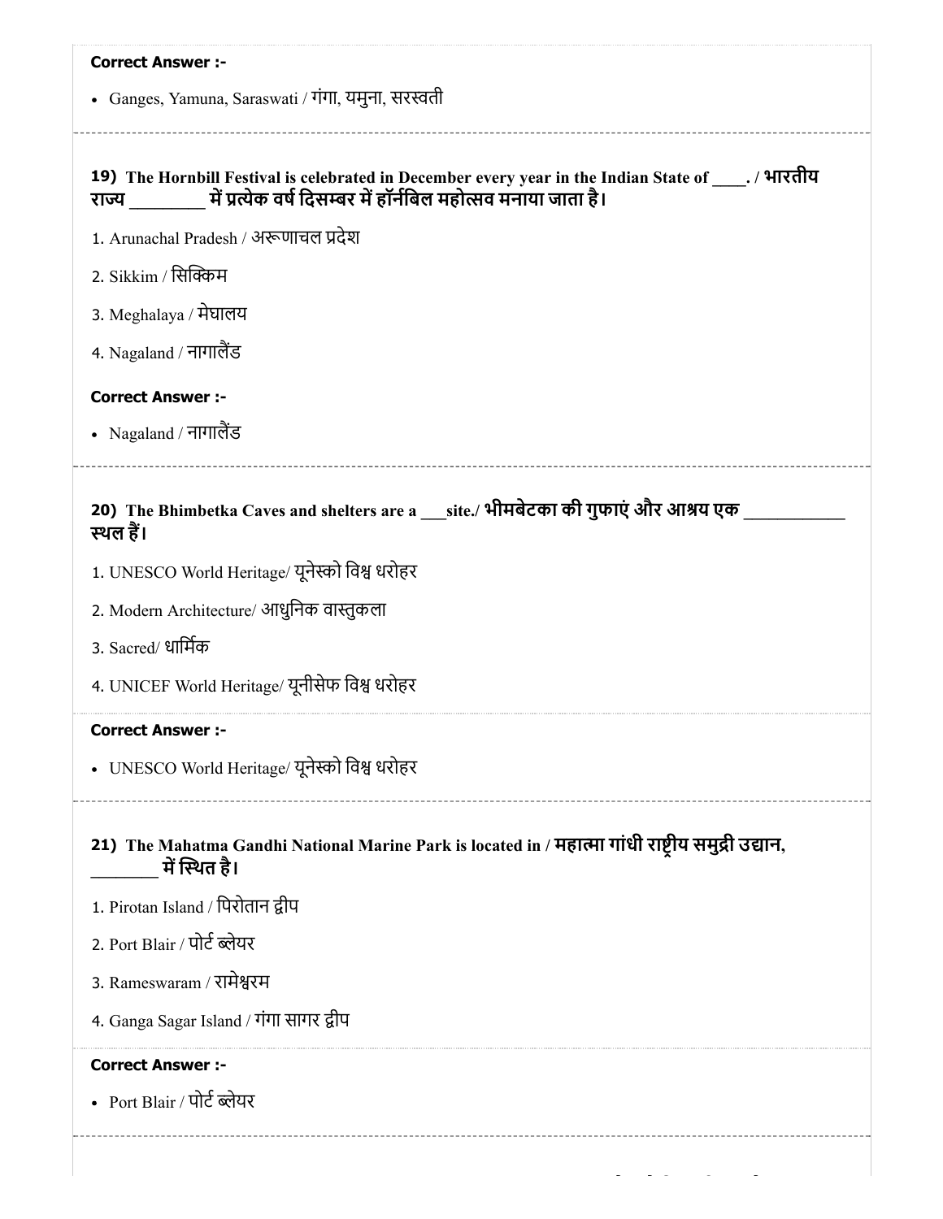**Correct Answer :-**

- Ganges, Yamuna, Saraswati / गंगा, यमुना, सरस्वती

---

**19) The Hornbill Festival is celebrated in December every year in the Indian State of ____. / भारतीय राज्य ________ में प्रत्येक वर्ष दिसम्बर में हॉर्नबिल महोत्सव मनाया जाता है।**

1. Arunachal Pradesh / अरूणाचल प्रदेश
2. Sikkim / सिक्किम
3. Meghalaya / मेघालय
4. Nagaland / नागालैंड

**Correct Answer :-**

- Nagaland / नागालैंड

---

**20) The Bhimbetka Caves and shelters are a ___site./ भीमबेटका की गुफाएं और आश्रय एक ___________ स्थल हैं।**

1. UNESCO World Heritage/ यूनेस्को विश्व धरोहर
2. Modern Architecture/ आधुनिक वास्तुकला
3. Sacred/ धार्मिक
4. UNICEF World Heritage/ यूनीसेफ विश्व धरोहर

**Correct Answer :-**

- UNESCO World Heritage/ यूनेस्को विश्व धरोहर

---

**21) The Mahatma Gandhi National Marine Park is located in / महात्मा गांधी राष्ट्रीय समुद्री उद्यान, _______ में स्थित है।**

1. Pirotan Island / पिरोतान द्वीप
2. Port Blair / पोर्ट ब्लेयर
3. Rameswaram / रामेश्वरम
4. Ganga Sagar Island / गंगा सागर द्वीप

**Correct Answer :-**

- Port Blair / पोर्ट ब्लेयर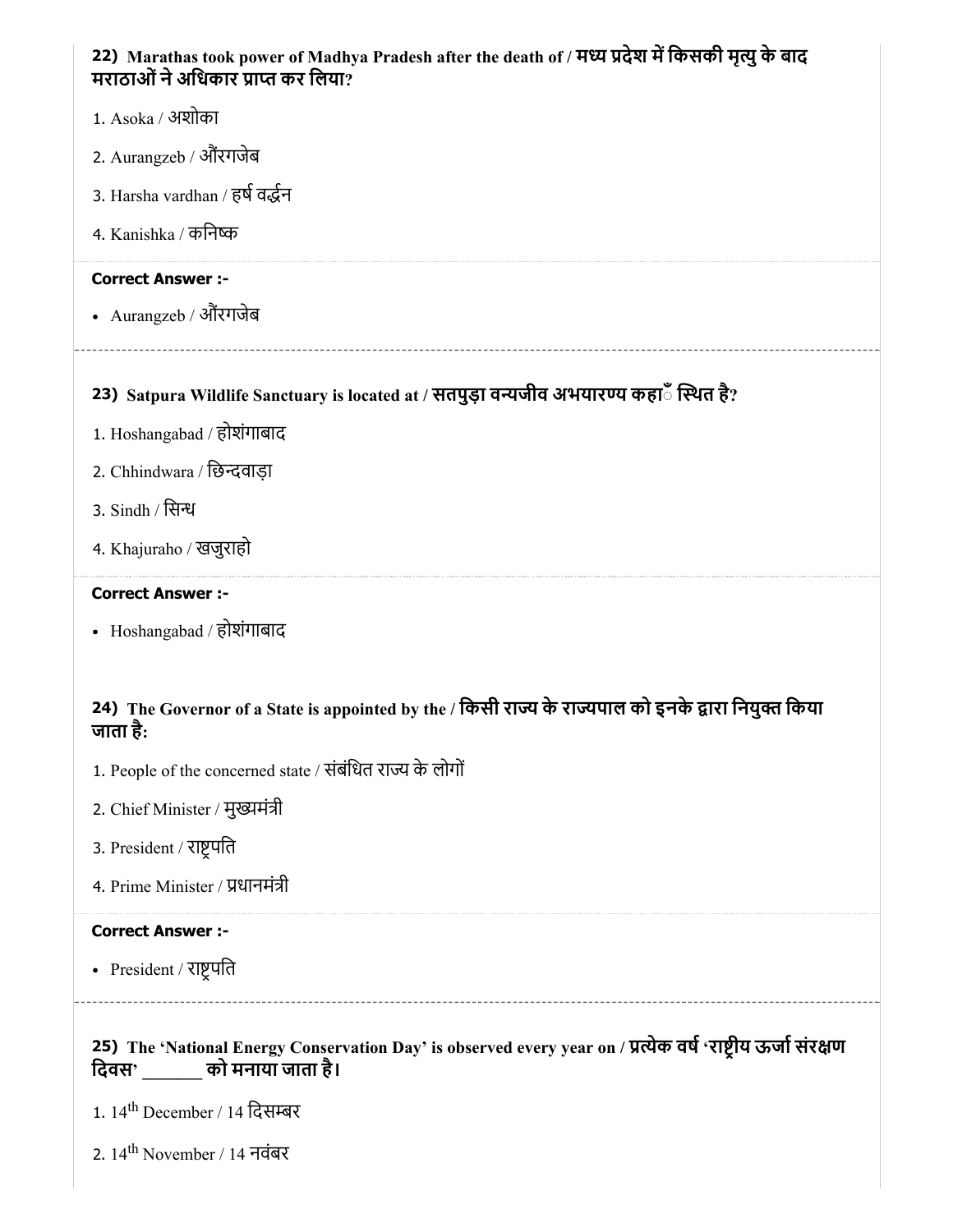**22) Marathas took power of Madhya Pradesh after the death of / मध्य प्रदेश में किसकी मृत्यु के बाद मराठाओं ने अधिकार प्राप्त कर लिया?**

1. Asoka / अशोका
2. Aurangzeb / औंरगजेब
3. Harsha vardhan / हर्ष वर्द्धन
4. Kanishka / कनिष्क

**Correct Answer :-**

- Aurangzeb / औंरगजेब

---

**23) Satpura Wildlife Sanctuary is located at / सतपुड़ा वन्यजीव अभयारण्य कहाँ स्थित है?**

1. Hoshangabad / होशंगाबाद
2. Chhindwara / छिन्दवाड़ा
3. Sindh / सिन्ध
4. Khajuraho / खजुराहो

**Correct Answer :-**

- Hoshangabad / होशंगाबाद

---

**24) The Governor of a State is appointed by the / किसी राज्य के राज्यपाल को इनके द्वारा नियुक्त किया जाता है:**

1. People of the concerned state / संबंधित राज्य के लोगों
2. Chief Minister / मुख्यमंत्री
3. President / राष्ट्रपति
4. Prime Minister / प्रधानमंत्री

**Correct Answer :-**

- President / राष्ट्रपति

---

**25) The 'National Energy Conservation Day' is observed every year on / प्रत्येक वर्ष 'राष्ट्रीय ऊर्जा संरक्षण दिवस' \_\_\_\_\_\_ को मनाया जाता है।**

1. 14th December / 14 दिसम्बर
2. 14th November / 14 नवंबर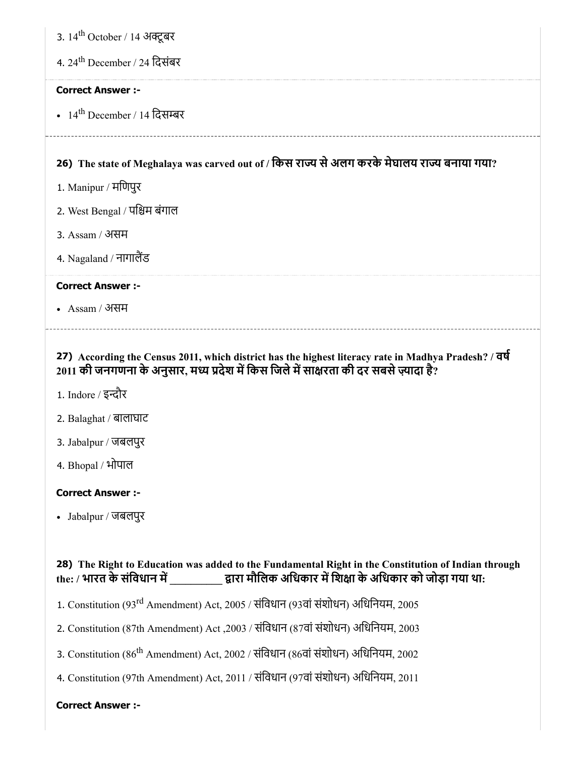3. $14^{th}$ October / 14 अक्टूबर

4. $24^{th}$ December / 24 दिसंबर

**Correct Answer :-**

- $14^{th}$ December / 14 दिसम्बर

---

**26) The state of Meghalaya was carved out of / किस राज्य से अलग करके मेघालय राज्य बनाया गया?**

1. Manipur / मणिपुर
2. West Bengal / पश्चिम बंगाल
3. Assam / असम
4. Nagaland / नागालैंड

**Correct Answer :-**

- Assam / असम

---

**27) According the Census 2011, which district has the highest literacy rate in Madhya Pradesh? / वर्ष 2011 की जनगणना के अनुसार, मध्य प्रदेश में किस जिले में साक्षरता की दर सबसे ज़्यादा है?**

1. Indore / इन्दौर
2. Balaghat / बालाघाट
3. Jabalpur / जबलपुर
4. Bhopal / भोपाल

**Correct Answer :-**

- Jabalpur / जबलपुर

**28) The Right to Education was added to the Fundamental Right in the Constitution of Indian through the: / भारत के संविधान में _________ द्वारा मौलिक अधिकार में शिक्षा के अधिकार को जोड़ा गया था:**

1. Constitution ($93^{rd}$ Amendment) Act, 2005 / संविधान (93वां संशोधन) अधिनियम, 2005
2. Constitution (87th Amendment) Act ,2003 / संविधान (87वां संशोधन) अधिनियम, 2003
3. Constitution ($86^{th}$ Amendment) Act, 2002 / संविधान (86वां संशोधन) अधिनियम, 2002
4. Constitution (97th Amendment) Act, 2011 / संविधान (97वां संशोधन) अधिनियम, 2011

**Correct Answer :-**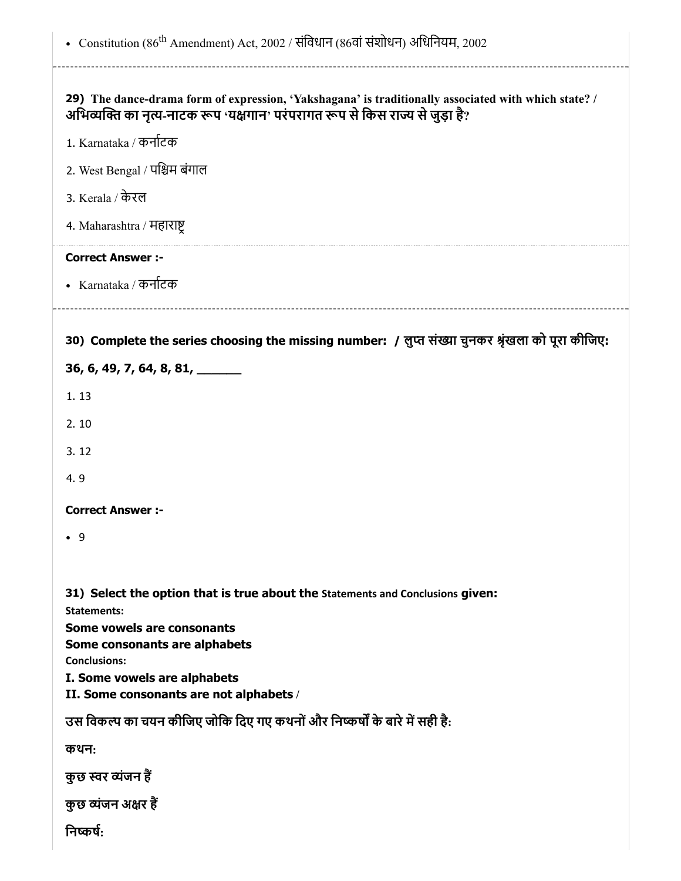- Constitution ($86^{th}$ Amendment) Act, 2002 / संविधान (86वां संशोधन) अधिनियम, 2002

**29) The dance-drama form of expression, 'Yakshagana' is traditionally associated with which state? / अभिव्यक्ति का नृत्य-नाटक रूप 'यक्षगान' परंपरागत रूप से किस राज्य से जुड़ा है?**

1. Karnataka / कर्नाटक
2. West Bengal / पश्चिम बंगाल
3. Kerala / केरल
4. Maharashtra / महाराष्ट्र

**Correct Answer :-**

- Karnataka / कर्नाटक

**30) Complete the series choosing the missing number: / लुप्त संख्या चुनकर श्रृंखला को पूरा कीजिए:**

**36, 6, 49, 7, 64, 8, 81, _______**

1. 13
2. 10
3. 12
4. 9

**Correct Answer :-**

- 9

**31) Select the option that is true about the Statements and Conclusions given:**

**Statements:**

**Some vowels are consonants**

**Some consonants are alphabets**

**Conclusions:**

**I. Some vowels are alphabets**

**II. Some consonants are not alphabets /**

**उस विकल्प का चयन कीजिए जोकि दिए गए कथनों और निष्कर्षों के बारे में सही है:**

**कथन:**

**कुछ स्वर व्यंजन हैं**

**कुछ व्यंजन अक्षर हैं**

**निष्कर्ष:**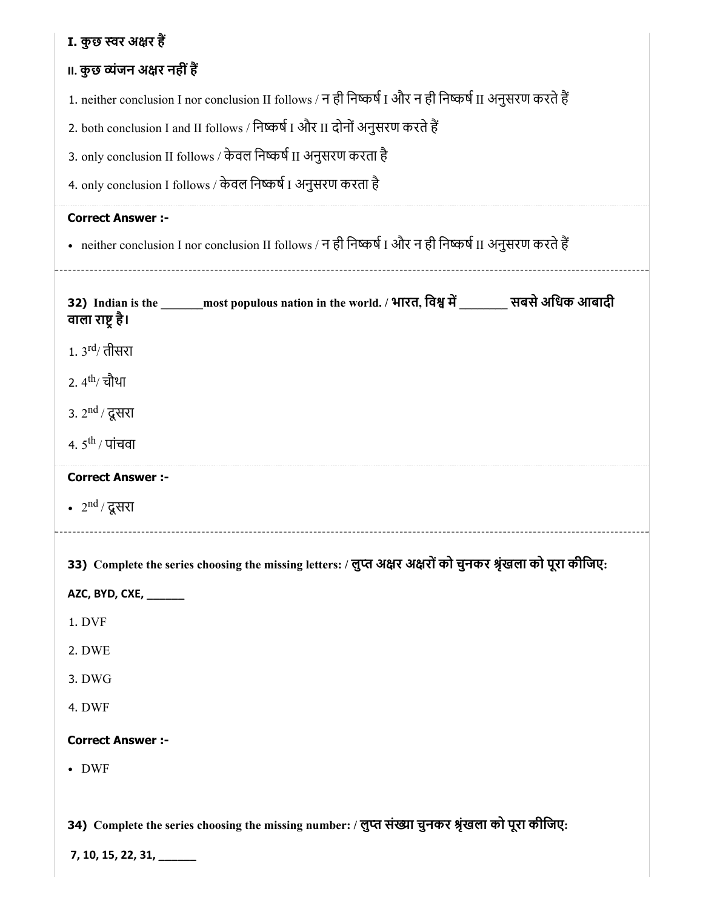**I. कुछ स्वर अक्षर हैं**

**II. कुछ व्यंजन अक्षर नहीं हैं**

1. neither conclusion I nor conclusion II follows / न ही निष्कर्ष I और न ही निष्कर्ष II अनुसरण करते हैं
2. both conclusion I and II follows / निष्कर्ष I और II दोनों अनुसरण करते हैं
3. only conclusion II follows / केवल निष्कर्ष II अनुसरण करता है
4. only conclusion I follows / केवल निष्कर्ष I अनुसरण करता है

**Correct Answer :-**

- neither conclusion I nor conclusion II follows / न ही निष्कर्ष I और न ही निष्कर्ष II अनुसरण करते हैं

---

**32) Indian is the _______most populous nation in the world. / भारत, विश्व में _______ सबसे अधिक आबादी वाला राष्ट्र है।**

1. $3^{rd}$/ तीसरा
2. $4^{th}$/ चौथा
3. $2^{nd}$ / दूसरा
4. $5^{th}$ / पांचवा

**Correct Answer :-**

- $2^{nd}$ / दूसरा

---

**33) Complete the series choosing the missing letters: / लुप्त अक्षर अक्षरों को चुनकर श्रृंखला को पूरा कीजिए:**

**AZC, BYD, CXE, ______**

1. DVF
2. DWE
3. DWG
4. DWF

**Correct Answer :-**

- DWF

**34) Complete the series choosing the missing number: / लुप्त संख्या चुनकर श्रृंखला को पूरा कीजिए:**

**7, 10, 15, 22, 31, ______**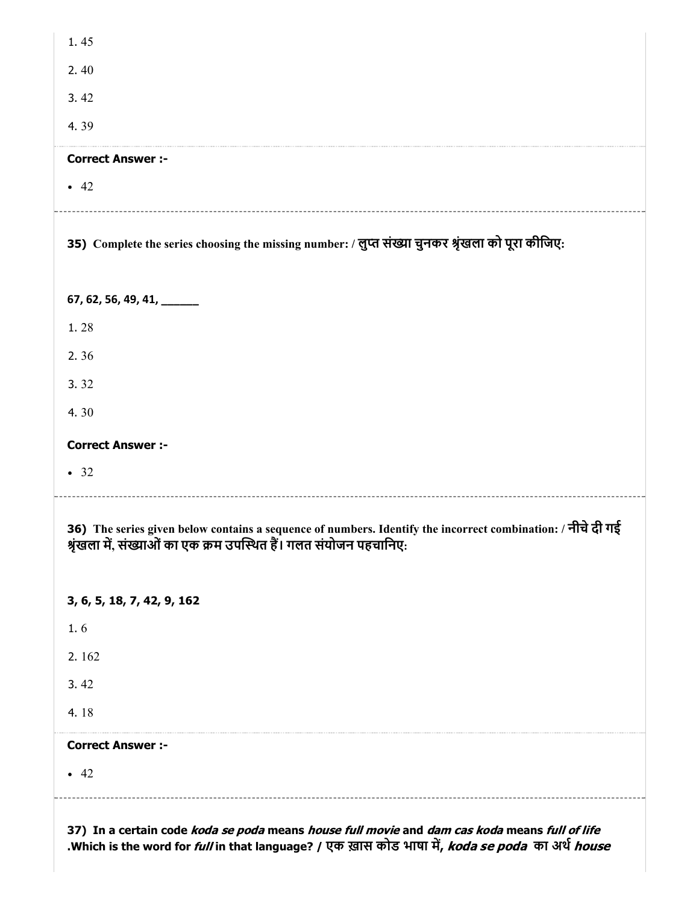1. 45

2. 40

3. 42

4. 39

**Correct Answer :-**

- 42

**35) Complete the series choosing the missing number: / लुप्त संख्या चुनकर श्रृंखला को पूरा कीजिए:**

**67, 62, 56, 49, 41, ______**

1. 28

2. 36

3. 32

4. 30

**Correct Answer :-**

- 32

**36) The series given below contains a sequence of numbers. Identify the incorrect combination: / नीचे दी गई श्रृंखला में, संख्याओं का एक क्रम उपस्थित हैं। गलत संयोजन पहचानिए:**

**3, 6, 5, 18, 7, 42, 9, 162**

1. 6

2. 162

3. 42

4. 18

**Correct Answer :-**

- 42

**37) In a certain code *koda se poda* means *house full movie* and *dam cas koda* means *full of life* .Which is the word for *full* in that language? / एक ख़ास कोड भाषा में, *koda se poda* का अर्थ *house***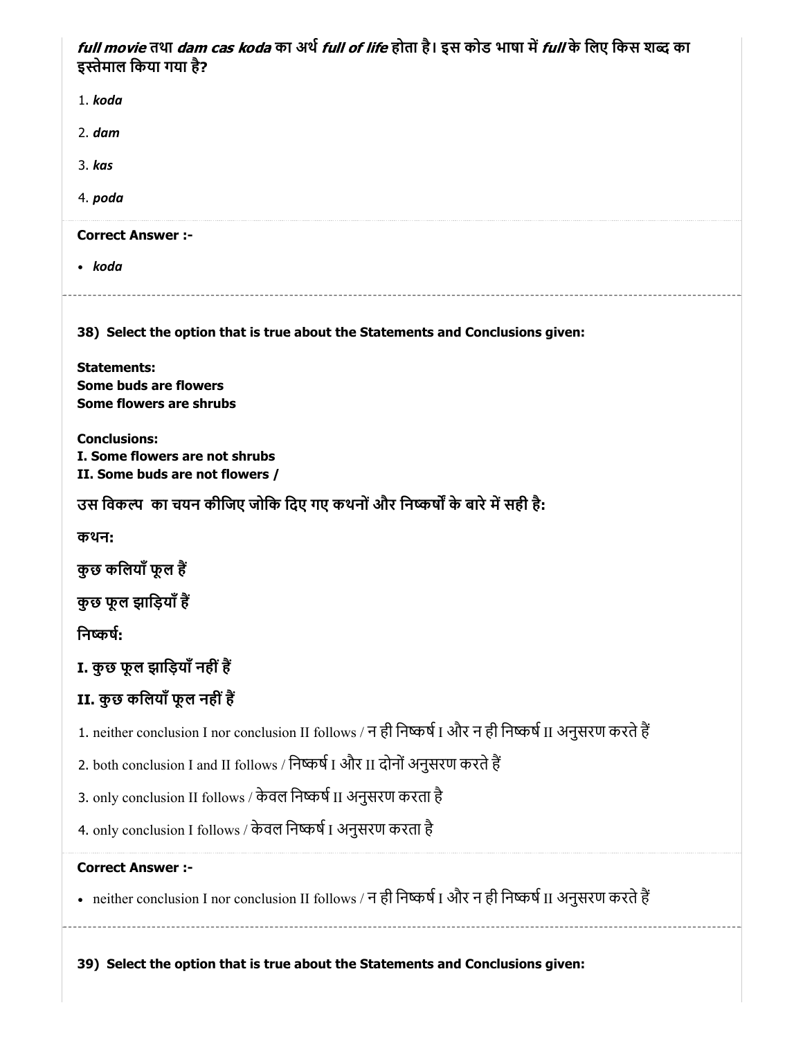*full movie* तथा *dam cas koda* का अर्थ *full of life* होता है। इस कोड भाषा में *full* के लिए किस शब्द का इस्तेमाल किया गया है?

1. *koda*
2. *dam*
3. *kas*
4. *poda*

**Correct Answer :-**

- *koda*

---

**38) Select the option that is true about the Statements and Conclusions given:**

**Statements:**
**Some buds are flowers**
**Some flowers are shrubs**

**Conclusions:**
**I. Some flowers are not shrubs**
**II. Some buds are not flowers /**

**उस विकल्प का चयन कीजिए जोकि दिए गए कथनों और निष्कर्षों के बारे में सही है:**

**कथन:**

**कुछ कलियाँ फूल हैं**

**कुछ फूल झाड़ियाँ हैं**

**निष्कर्ष:**

**I. कुछ फूल झाड़ियाँ नहीं हैं**

**II. कुछ कलियाँ फूल नहीं हैं**

1. neither conclusion I nor conclusion II follows / न ही निष्कर्ष I और न ही निष्कर्ष II अनुसरण करते हैं
2. both conclusion I and II follows / निष्कर्ष I और II दोनों अनुसरण करते हैं
3. only conclusion II follows / केवल निष्कर्ष II अनुसरण करता है
4. only conclusion I follows / केवल निष्कर्ष I अनुसरण करता है

**Correct Answer :-**

- neither conclusion I nor conclusion II follows / न ही निष्कर्ष I और न ही निष्कर्ष II अनुसरण करते हैं

---

**39) Select the option that is true about the Statements and Conclusions given:**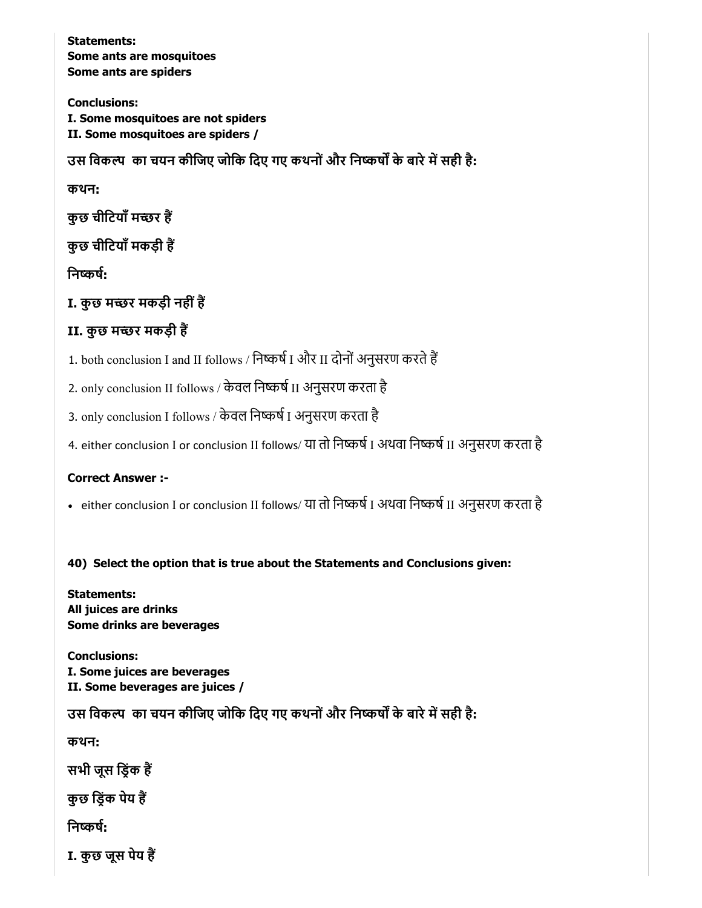**Statements:**
**Some ants are mosquitoes**
**Some ants are spiders**

**Conclusions:**
**I. Some mosquitoes are not spiders**
**II. Some mosquitoes are spiders /**

**उस विकल्प का चयन कीजिए जोकि दिए गए कथनों और निष्कर्षों के बारे में सही है:**

**कथन:**

**कुछ चीटियाँ मच्छर हैं**

**कुछ चीटियाँ मकड़ी हैं**

**निष्कर्ष:**

**I. कुछ मच्छर मकड़ी नहीं हैं**

**II. कुछ मच्छर मकड़ी हैं**

1. both conclusion I and II follows / निष्कर्ष I और II दोनों अनुसरण करते हैं
2. only conclusion II follows / केवल निष्कर्ष II अनुसरण करता है
3. only conclusion I follows / केवल निष्कर्ष I अनुसरण करता है
4. either conclusion I or conclusion II follows/ या तो निष्कर्ष I अथवा निष्कर्ष II अनुसरण करता है

**Correct Answer :-**

- either conclusion I or conclusion II follows/ या तो निष्कर्ष I अथवा निष्कर्ष II अनुसरण करता है

**40) Select the option that is true about the Statements and Conclusions given:**

**Statements:**
**All juices are drinks**
**Some drinks are beverages**

**Conclusions:**
**I. Some juices are beverages**
**II. Some beverages are juices /**

**उस विकल्प का चयन कीजिए जोकि दिए गए कथनों और निष्कर्षों के बारे में सही है:**

**कथन:**

**सभी जूस ड्रिंक हैं**

**कुछ ड्रिंक पेय हैं**

**निष्कर्ष:**

**I. कुछ जूस पेय हैं**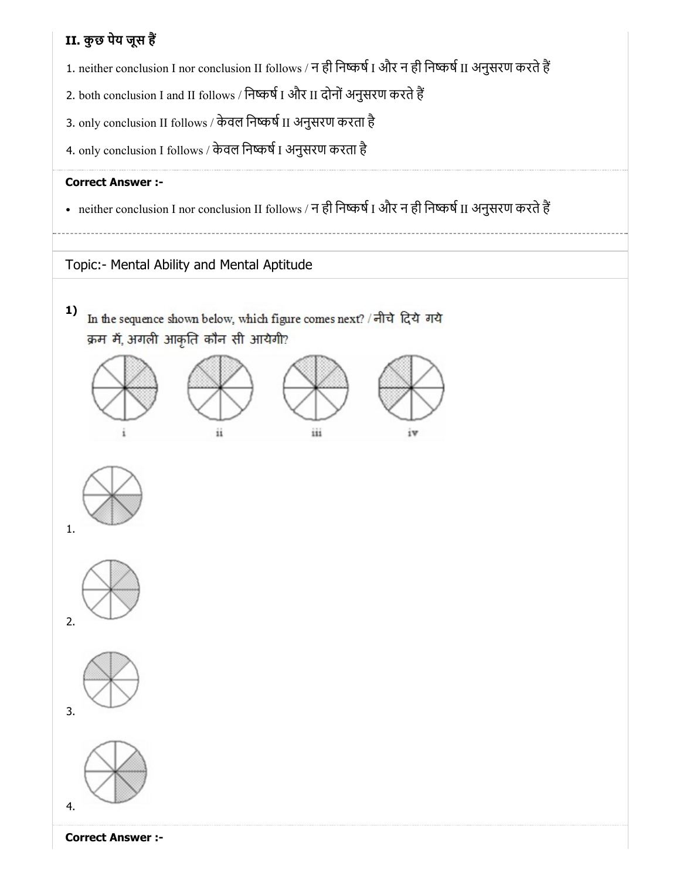**II. कुछ पेय जूस हैं**

1. neither conclusion I nor conclusion II follows / न ही निष्कर्ष I और न ही निष्कर्ष II अनुसरण करते हैं
2. both conclusion I and II follows / निष्कर्ष I और II दोनों अनुसरण करते हैं
3. only conclusion II follows / केवल निष्कर्ष II अनुसरण करता है
4. only conclusion I follows / केवल निष्कर्ष I अनुसरण करता है

**Correct Answer :-**

- neither conclusion I nor conclusion II follows / न ही निष्कर्ष I और न ही निष्कर्ष II अनुसरण करते हैं

Topic:- Mental Ability and Mental Aptitude

**1)** In the sequence shown below, which figure comes next? / नीचे दिये गये क्रम में, अगली आकृति कौन सी आयेगी?

i ii iii iv

1.

2.

3.

4.

**Correct Answer :-**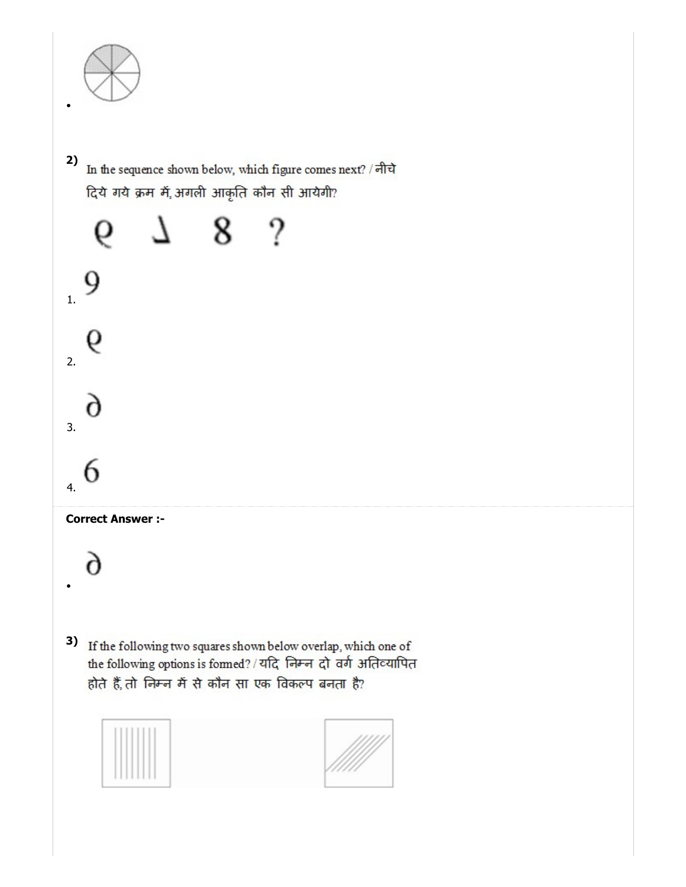•

**2)** In the sequence shown below, which figure comes next? / नीचे दिये गये क्रम में, अगली आकृति कौन सी आयेगी?

ϱ ⅃ 8 ?

1. 9

2. ϱ

3. ∂

4. 6

**Correct Answer :-**

- ∂

**3)** If the following two squares shown below overlap, which one of the following options is formed? / यदि निम्न दो वर्ग अतिव्यापित होते हैं, तो निम्न में से कौन सा एक विकल्प बनता है?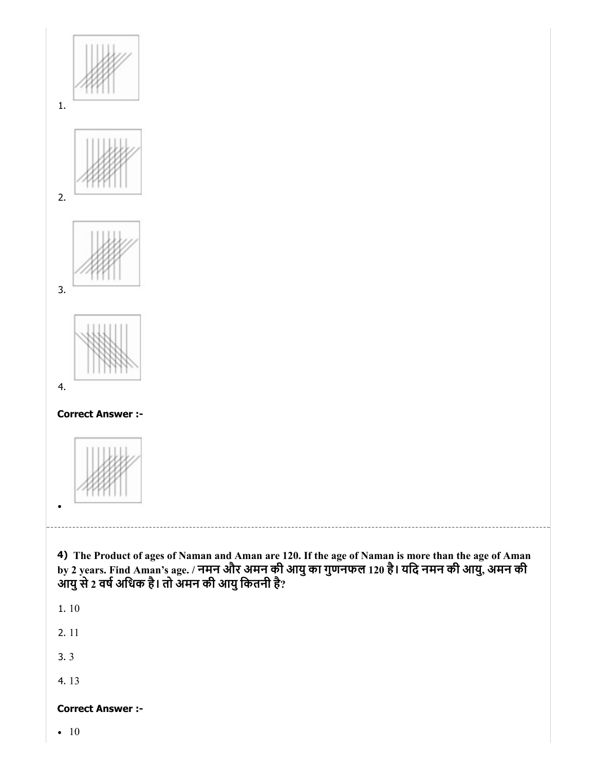1.

2.

3.

4.

**Correct Answer :-**

- 

---

**4)** **The Product of ages of Naman and Aman are 120. If the age of Naman is more than the age of Aman by 2 years. Find Aman's age. / नमन और अमन की आयु का गुणनफल 120 है। यदि नमन की आयु, अमन की आयु से 2 वर्ष अधिक है। तो अमन की आयु कितनी है?**

1. 10

2. 11

3. 3

4. 13

**Correct Answer :-**

- 10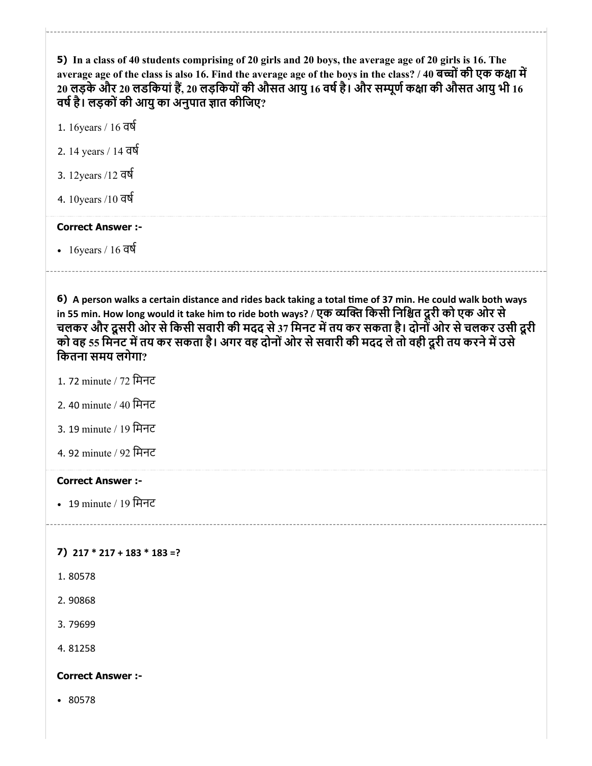**5)** **In a class of 40 students comprising of 20 girls and 20 boys, the average age of 20 girls is 16. The average age of the class is also 16. Find the average age of the boys in the class? / 40 बच्चों की एक कक्षा में 20 लड़के और 20 लडकियां हैं, 20 लड़कियों की औसत आयु 16 वर्ष है। और सम्पूर्ण कक्षा की औसत आयु भी 16 वर्ष है। लड़कों की आयु का अनुपात ज्ञात कीजिए?**

1. 16years / 16 वर्ष
2. 14 years / 14 वर्ष
3. 12years /12 वर्ष
4. 10years /10 वर्ष

**Correct Answer :-**

- 16years / 16 वर्ष

---

**6)** **A person walks a certain distance and rides back taking a total time of 37 min. He could walk both ways in 55 min. How long would it take him to ride both ways? / एक व्यक्ति किसी निश्चित दूरी को एक ओर से चलकर और दूसरी ओर से किसी सवारी की मदद से 37 मिनट में तय कर सकता है। दोनों ओर से चलकर उसी दूरी को वह 55 मिनट में तय कर सकता है। अगर वह दोनों ओर से सवारी की मदद ले तो वही दूरी तय करने में उसे कितना समय लगेगा?**

1. 72 minute / 72 मिनट
2. 40 minute / 40 मिनट
3. 19 minute / 19 मिनट
4. 92 minute / 92 मिनट

**Correct Answer :-**

- 19 minute / 19 मिनट

---

**7)** **217 * 217 + 183 * 183 =?**

1. 80578
2. 90868
3. 79699
4. 81258

**Correct Answer :-**

- 80578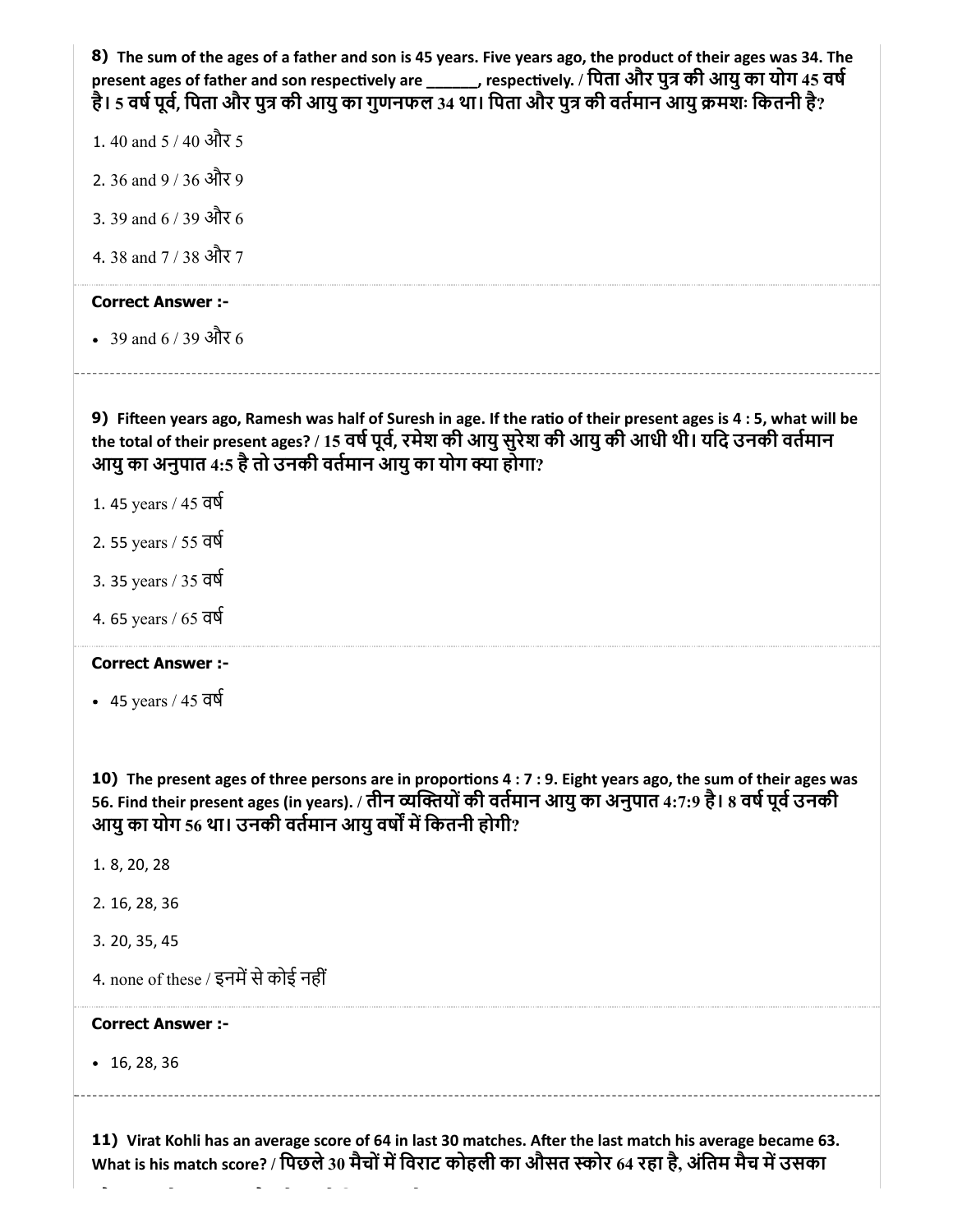**8)** **The sum of the ages of a father and son is 45 years. Five years ago, the product of their ages was 34. The present ages of father and son respectively are ______, respectively. / पिता और पुत्र की आयु का योग 45 वर्ष है। 5 वर्ष पूर्व, पिता और पुत्र की आयु का गुणनफल 34 था। पिता और पुत्र की वर्तमान आयु क्रमशः कितनी है?**

1. 40 and 5 / 40 और 5

2. 36 and 9 / 36 और 9

3. 39 and 6 / 39 और 6

4. 38 and 7 / 38 और 7

**Correct Answer :-**

- 39 and 6 / 39 और 6

---

**9)** **Fifteen years ago, Ramesh was half of Suresh in age. If the ratio of their present ages is 4 : 5, what will be the total of their present ages? / 15 वर्ष पूर्व, रमेश की आयु सुरेश की आयु की आधी थी। यदि उनकी वर्तमान आयु का अनुपात 4:5 है तो उनकी वर्तमान आयु का योग क्या होगा?**

1. 45 years / 45 वर्ष

2. 55 years / 55 वर्ष

3. 35 years / 35 वर्ष

4. 65 years / 65 वर्ष

**Correct Answer :-**

- 45 years / 45 वर्ष

---

**10)** **The present ages of three persons are in proportions 4 : 7 : 9. Eight years ago, the sum of their ages was 56. Find their present ages (in years). / तीन व्यक्तियों की वर्तमान आयु का अनुपात 4:7:9 है। 8 वर्ष पूर्व उनकी आयु का योग 56 था। उनकी वर्तमान आयु वर्षों में कितनी होगी?**

1. 8, 20, 28

2. 16, 28, 36

3. 20, 35, 45

4. none of these / इनमें से कोई नहीं

**Correct Answer :-**

- 16, 28, 36

---

**11)** **Virat Kohli has an average score of 64 in last 30 matches. After the last match his average became 63. What is his match score? / पिछले 30 मैचों में विराट कोहली का औसत स्कोर 64 रहा है, अंतिम मैच में उसका**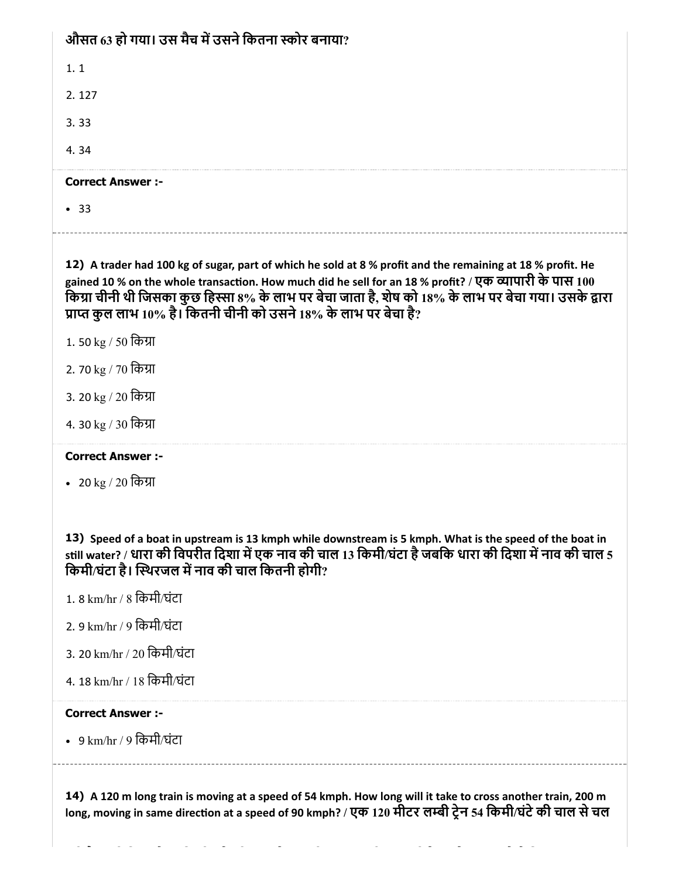औसत 63 हो गया। उस मैच में उसने कितना स्कोर बनाया?

1. 1

2. 127

3. 33

4. 34

**Correct Answer :-**

- 33

---

**12)** **A trader had 100 kg of sugar, part of which he sold at 8 % profit and the remaining at 18 % profit. He gained 10 % on the whole transaction. How much did he sell for an 18 % profit? / एक व्यापारी के पास 100 किग्रा चीनी थी जिसका कुछ हिस्सा 8% के लाभ पर बेचा जाता है, शेष को 18% के लाभ पर बेचा गया। उसके द्वारा प्राप्त कुल लाभ 10% है। कितनी चीनी को उसने 18% के लाभ पर बेचा है?**

1. 50 kg / 50 किग्रा

2. 70 kg / 70 किग्रा

3. 20 kg / 20 किग्रा

4. 30 kg / 30 किग्रा

**Correct Answer :-**

- 20 kg / 20 किग्रा

**13)** **Speed of a boat in upstream is 13 kmph while downstream is 5 kmph. What is the speed of the boat in still water? / धारा की विपरीत दिशा में एक नाव की चाल 13 किमी/घंटा है जबकि धारा की दिशा में नाव की चाल 5 किमी/घंटा है। स्थिरजल में नाव की चाल कितनी होगी?**

1. 8 km/hr / 8 किमी/घंटा

2. 9 km/hr / 9 किमी/घंटा

3. 20 km/hr / 20 किमी/घंटा

4. 18 km/hr / 18 किमी/घंटा

**Correct Answer :-**

- 9 km/hr / 9 किमी/घंटा

---

**14)** **A 120 m long train is moving at a speed of 54 kmph. How long will it take to cross another train, 200 m long, moving in same direction at a speed of 90 kmph? / एक 120 मीटर लम्बी ट्रेन 54 किमी/घंटे की चाल से चल**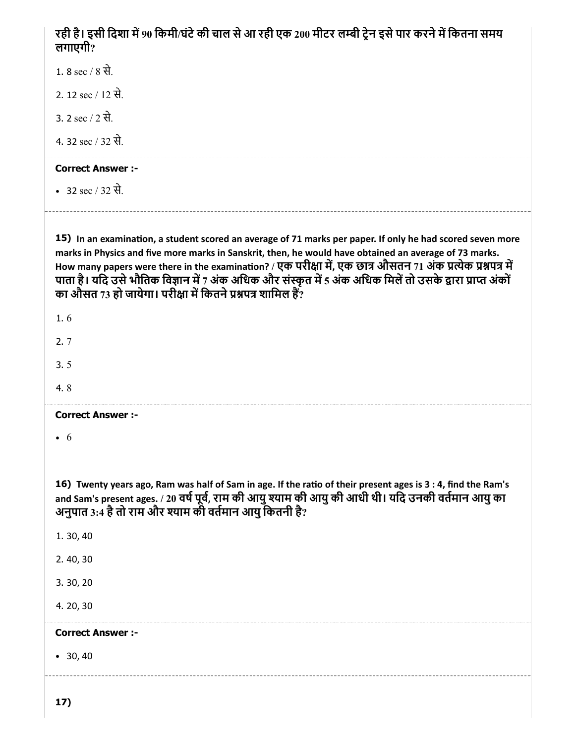**रही है। इसी दिशा में 90 किमी/घंटे की चाल से आ रही एक 200 मीटर लम्बी ट्रेन इसे पार करने में कितना समय लगाएगी?**

1. 8 sec / 8 से.

2. 12 sec / 12 से.

3. 2 sec / 2 से.

4. 32 sec / 32 से.

**Correct Answer :-**

- 32 sec / 32 से.

---

**15) In an examination, a student scored an average of 71 marks per paper. If only he had scored seven more marks in Physics and five more marks in Sanskrit, then, he would have obtained an average of 73 marks. How many papers were there in the examination? / एक परीक्षा में, एक छात्र औसतन 71 अंक प्रत्येक प्रश्नपत्र में पाता है। यदि उसे भौतिक विज्ञान में 7 अंक अधिक और संस्कृत में 5 अंक अधिक मिलें तो उसके द्वारा प्राप्त अंकों का औसत 73 हो जायेगा। परीक्षा में कितने प्रश्नपत्र शामिल हैं?**

1. 6

2. 7

3. 5

4. 8

**Correct Answer :-**

- 6

**16) Twenty years ago, Ram was half of Sam in age. If the ratio of their present ages is 3 : 4, find the Ram's and Sam's present ages. / 20 वर्ष पूर्व, राम की आयु श्याम की आयु की आधी थी। यदि उनकी वर्तमान आयु का अनुपात 3:4 है तो राम और श्याम की वर्तमान आयु कितनी है?**

1. 30, 40

2. 40, 30

3. 30, 20

4. 20, 30

**Correct Answer :-**

- 30, 40

---

**17)**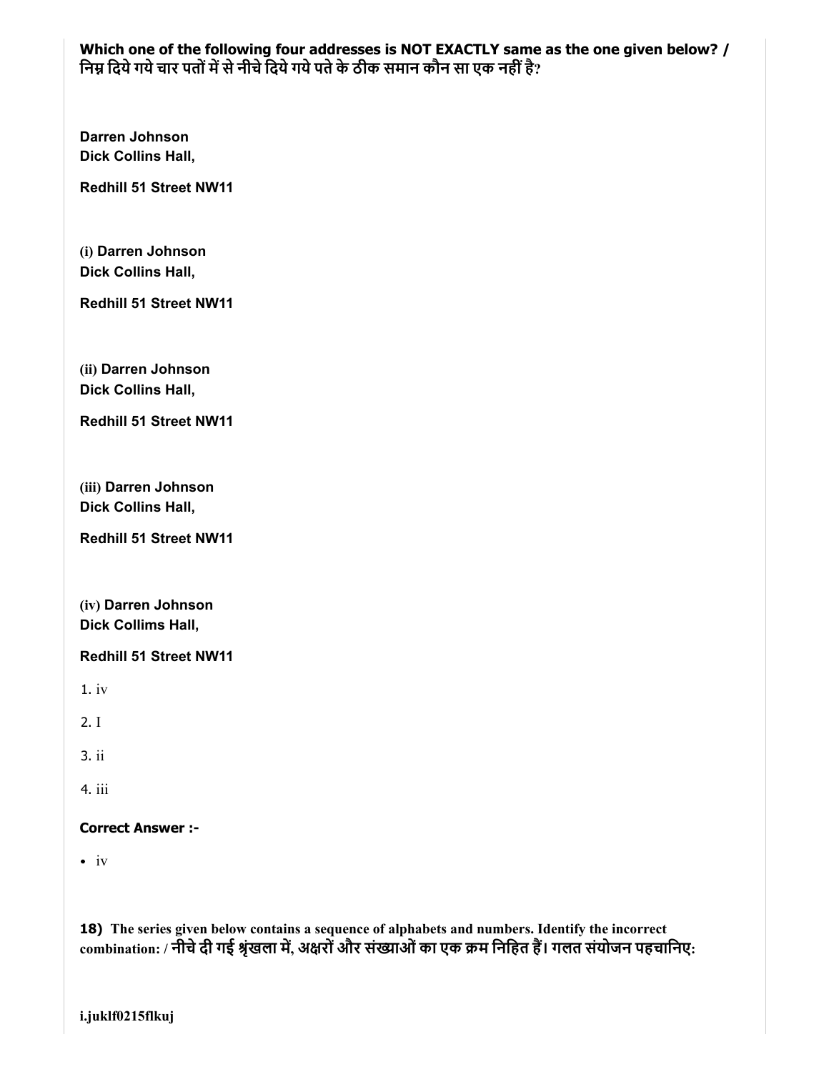**Which one of the following four addresses is NOT EXACTLY same as the one given below? / निम्न दिये गये चार पतों में से नीचे दिये गये पते के ठीक समान कौन सा एक नहीं है?**

**Darren Johnson**
**Dick Collins Hall,**

**Redhill 51 Street NW11**

(i) **Darren Johnson**
**Dick Collins Hall,**

**Redhill 51 Street NW11**

(ii) **Darren Johnson**
**Dick Collins Hall,**

**Redhill 51 Street NW11**

(iii) **Darren Johnson**
**Dick Collins Hall,**

**Redhill 51 Street NW11**

(iv) **Darren Johnson**
**Dick Collims Hall,**

**Redhill 51 Street NW11**

1. iv
2. I
3. ii
4. iii

**Correct Answer :-**

- iv

**18)** **The series given below contains a sequence of alphabets and numbers. Identify the incorrect combination: / नीचे दी गई श्रृंखला में, अक्षरों और संख्याओं का एक क्रम निहित हैं। गलत संयोजन पहचानिए:**

**i.juklf0215flkuj**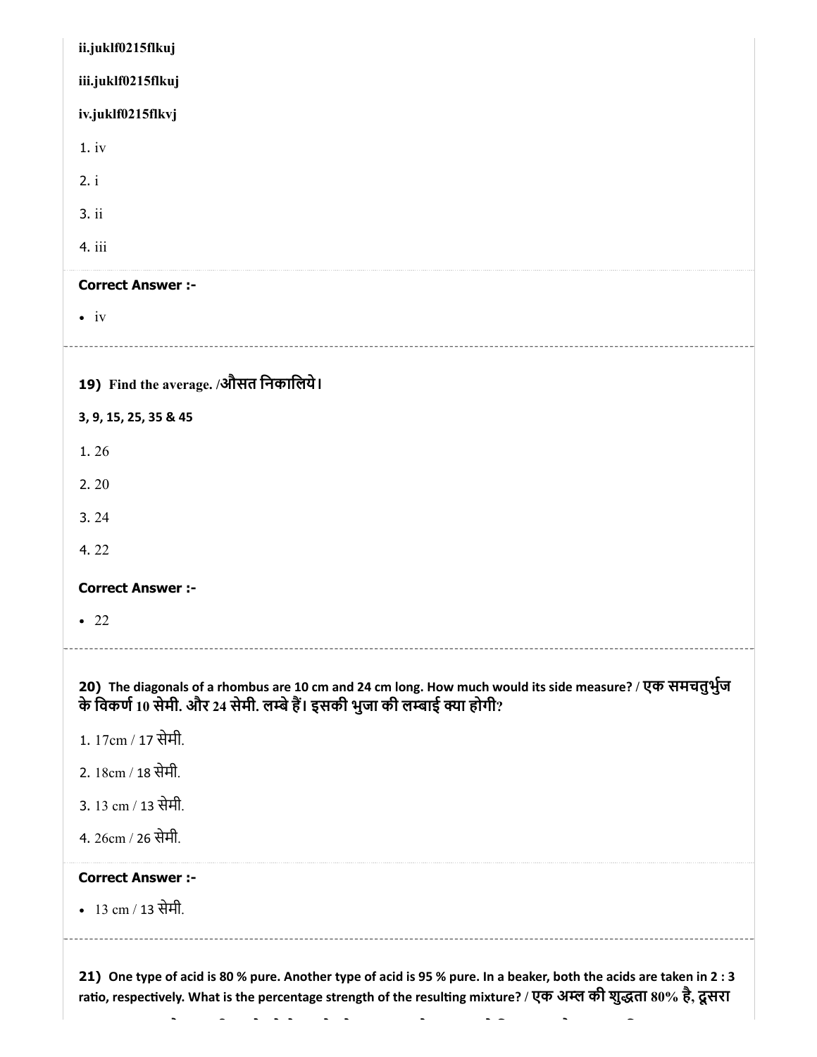ii.juklf0215flkuj

iii.juklf0215flkuj

iv.juklf0215flkvj

1. iv

2. i

3. ii

4. iii

**Correct Answer :-**

- iv

---

**19) Find the average. /औसत निकालिये।**

**3, 9, 15, 25, 35 & 45**

1. 26

2. 20

3. 24

4. 22

**Correct Answer :-**

- 22

---

**20) The diagonals of a rhombus are 10 cm and 24 cm long. How much would its side measure? / एक समचतुर्भुज के विकर्ण 10 सेमी. और 24 सेमी. लम्बे हैं। इसकी भुजा की लम्बाई क्या होगी?**

1. 17cm / 17 सेमी.

2. 18cm / 18 सेमी.

3. 13 cm / 13 सेमी.

4. 26cm / 26 सेमी.

**Correct Answer :-**

- 13 cm / 13 सेमी.

---

**21) One type of acid is 80 % pure. Another type of acid is 95 % pure. In a beaker, both the acids are taken in 2 : 3 ratio, respectively. What is the percentage strength of the resulting mixture? / एक अम्ल की शुद्धता 80% है, दूसरा**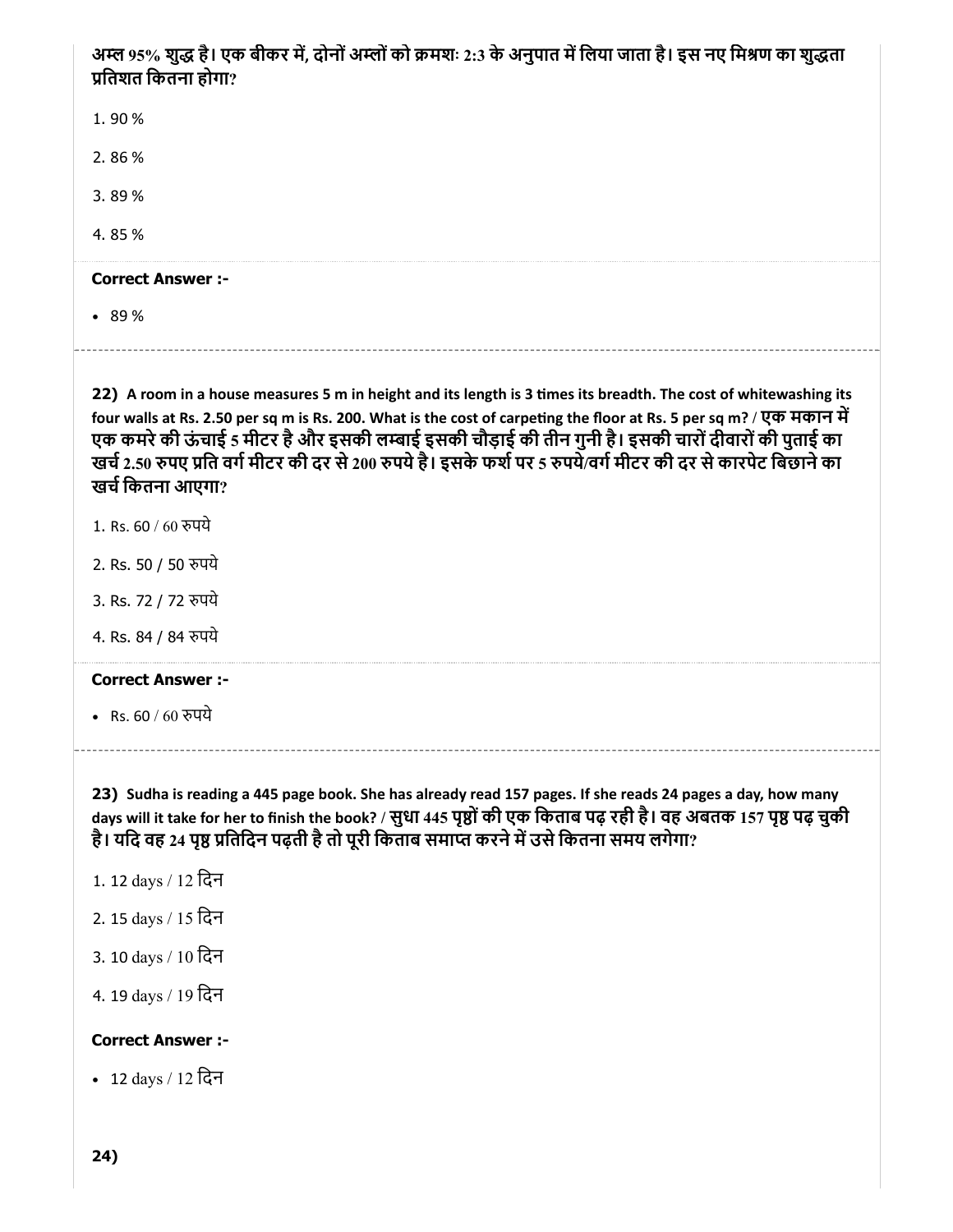अम्ल 95% शुद्ध है। एक बीकर में, दोनों अम्लों को क्रमशः 2:3 के अनुपात में लिया जाता है। इस नए मिश्रण का शुद्धता प्रतिशत कितना होगा?

1. 90 %
2. 86 %
3. 89 %
4. 85 %

**Correct Answer :-**

- 89 %

**22)** **A room in a house measures 5 m in height and its length is 3 times its breadth. The cost of whitewashing its four walls at Rs. 2.50 per sq m is Rs. 200. What is the cost of carpeting the floor at Rs. 5 per sq m? / एक मकान में एक कमरे की ऊंचाई 5 मीटर है और इसकी लम्बाई इसकी चौड़ाई की तीन गुनी है। इसकी चारों दीवारों की पुताई का खर्च 2.50 रुपए प्रति वर्ग मीटर की दर से 200 रुपये है। इसके फर्श पर 5 रुपये/वर्ग मीटर की दर से कारपेट बिछाने का खर्च कितना आएगा?**

1. Rs. 60 / 60 रुपये
2. Rs. 50 / 50 रुपये
3. Rs. 72 / 72 रुपये
4. Rs. 84 / 84 रुपये

**Correct Answer :-**

- Rs. 60 / 60 रुपये

**23)** **Sudha is reading a 445 page book. She has already read 157 pages. If she reads 24 pages a day, how many days will it take for her to finish the book? / सुधा 445 पृष्ठों की एक किताब पढ़ रही है। वह अबतक 157 पृष्ठ पढ़ चुकी है। यदि वह 24 पृष्ठ प्रतिदिन पढ़ती है तो पूरी किताब समाप्त करने में उसे कितना समय लगेगा?**

1. 12 days / 12 दिन
2. 15 days / 15 दिन
3. 10 days / 10 दिन
4. 19 days / 19 दिन

**Correct Answer :-**

- 12 days / 12 दिन

**24)**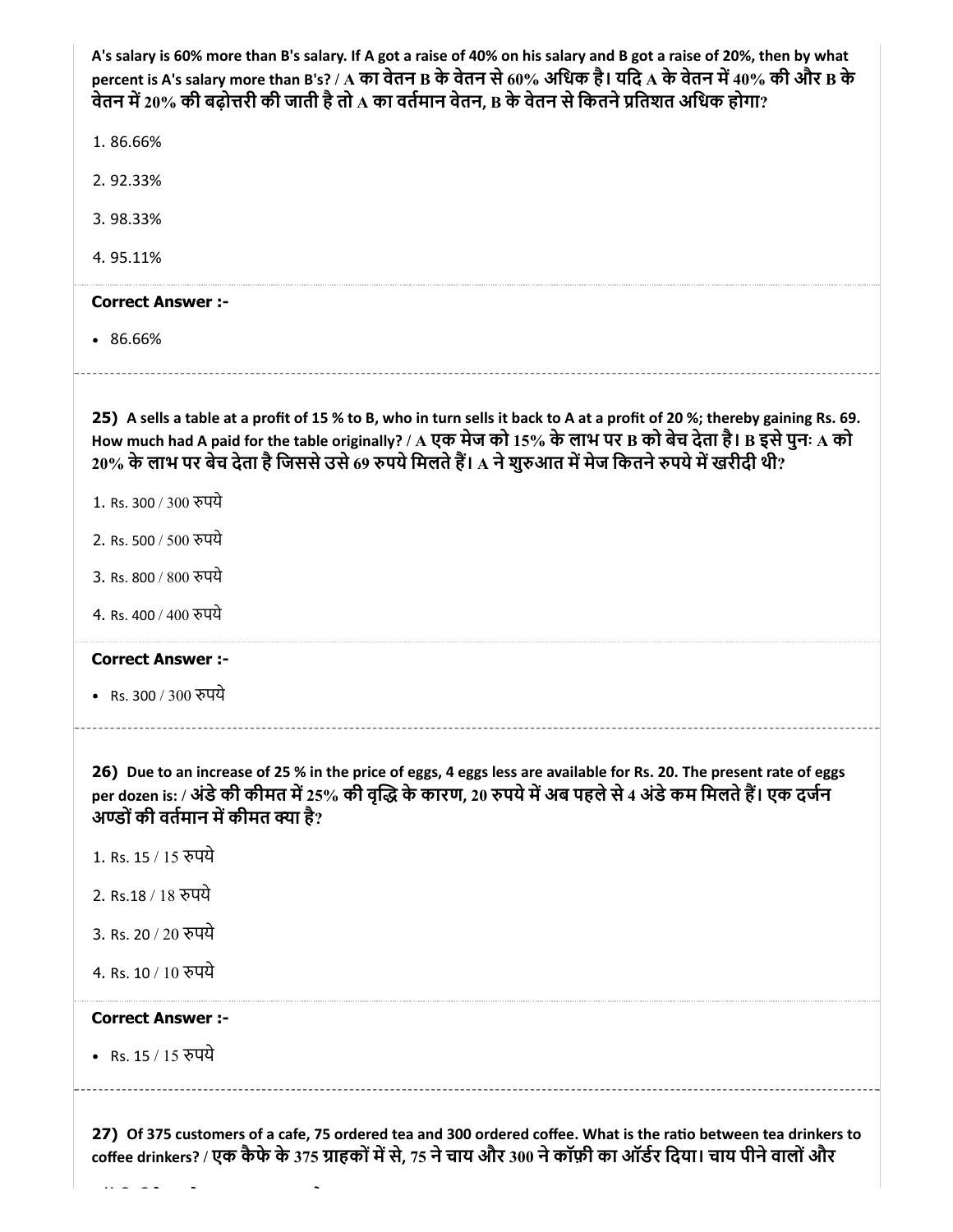**A's salary is 60% more than B's salary. If A got a raise of 40% on his salary and B got a raise of 20%, then by what percent is A's salary more than B's? / A का वेतन B के वेतन से 60% अधिक है। यदि A के वेतन में 40% की और B के वेतन में 20% की बढ़ोत्तरी की जाती है तो A का वर्तमान वेतन, B के वेतन से कितने प्रतिशत अधिक होगा?**

1. 86.66%
2. 92.33%
3. 98.33%
4. 95.11%

**Correct Answer :-**

- 86.66%

---

**25) A sells a table at a profit of 15 % to B, who in turn sells it back to A at a profit of 20 %; thereby gaining Rs. 69. How much had A paid for the table originally? / A एक मेज को 15% के लाभ पर B को बेच देता है। B इसे पुनः A को 20% के लाभ पर बेच देता है जिससे उसे 69 रुपये मिलते हैं। A ने शुरुआत में मेज कितने रुपये में खरीदी थी?**

1. Rs. 300 / 300 रुपये
2. Rs. 500 / 500 रुपये
3. Rs. 800 / 800 रुपये
4. Rs. 400 / 400 रुपये

**Correct Answer :-**

- Rs. 300 / 300 रुपये

---

**26) Due to an increase of 25 % in the price of eggs, 4 eggs less are available for Rs. 20. The present rate of eggs per dozen is: / अंडे की कीमत में 25% की वृद्धि के कारण, 20 रुपये में अब पहले से 4 अंडे कम मिलते हैं। एक दर्जन अण्डों की वर्तमान में कीमत क्या है?**

1. Rs. 15 / 15 रुपये
2. Rs.18 / 18 रुपये
3. Rs. 20 / 20 रुपये
4. Rs. 10 / 10 रुपये

**Correct Answer :-**

- Rs. 15 / 15 रुपये

---

**27) Of 375 customers of a cafe, 75 ordered tea and 300 ordered coffee. What is the ratio between tea drinkers to coffee drinkers? / एक कैफे के 375 ग्राहकों में से, 75 ने चाय और 300 ने कॉफ़ी का ऑर्डर दिया। चाय पीने वालों और**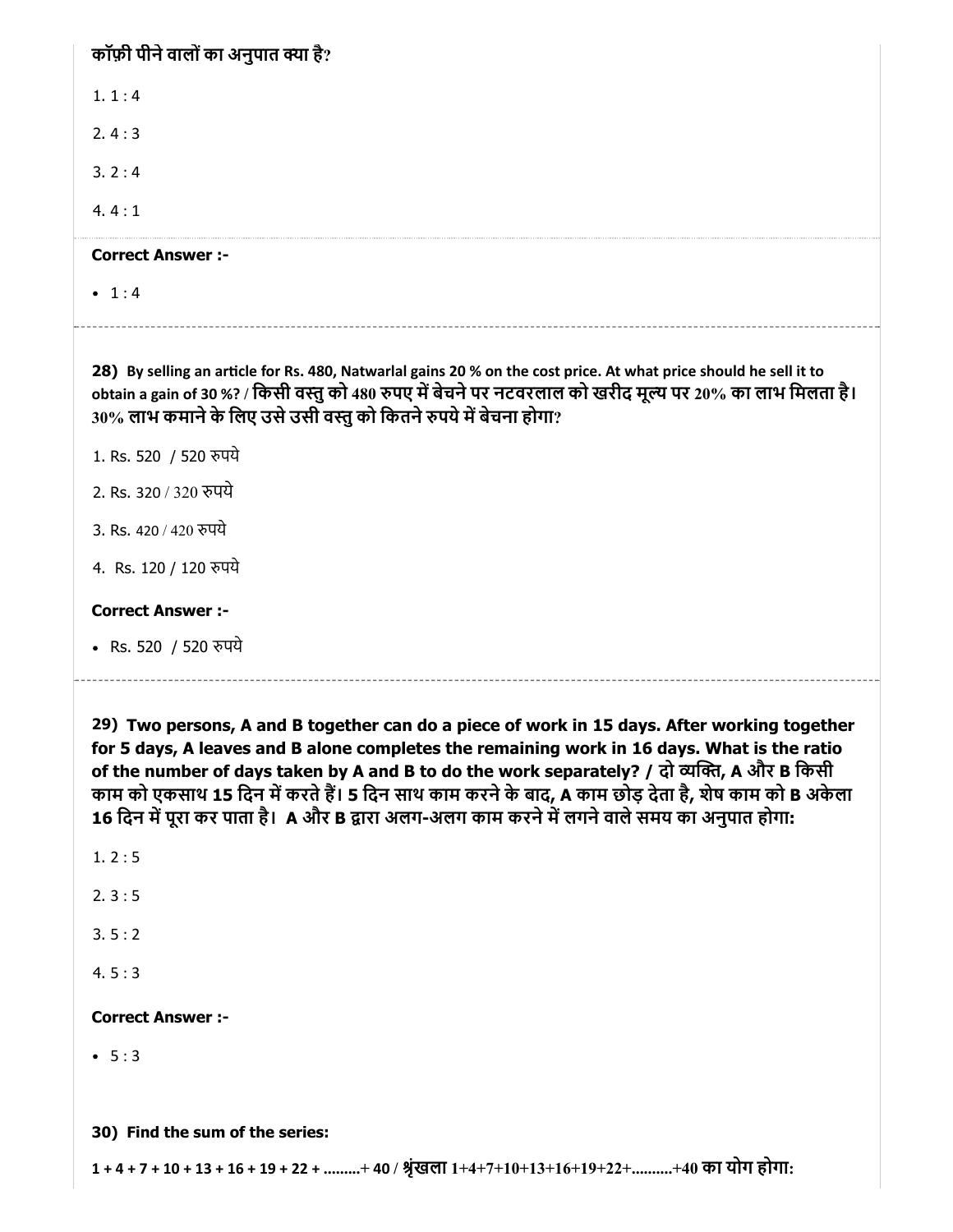कॉफ़ी पीने वालों का अनुपात क्या है?

1. 1 : 4

2. 4 : 3

3. 2 : 4

4. 4 : 1

**Correct Answer :-**

- 1 : 4

---

**28) By selling an article for Rs. 480, Natwarlal gains 20 % on the cost price. At what price should he sell it to obtain a gain of 30 %? / किसी वस्तु को 480 रुपए में बेचने पर नटवरलाल को खरीद मूल्य पर 20% का लाभ मिलता है। 30% लाभ कमाने के लिए उसे उसी वस्तु को कितने रुपये में बेचना होगा?**

1. Rs. 520 / 520 रुपये

2. Rs. 320 / 320 रुपये

3. Rs. 420 / 420 रुपये

4. Rs. 120 / 120 रुपये

**Correct Answer :-**

- Rs. 520 / 520 रुपये

---

**29) Two persons, A and B together can do a piece of work in 15 days. After working together for 5 days, A leaves and B alone completes the remaining work in 16 days. What is the ratio of the number of days taken by A and B to do the work separately? / दो व्यक्ति, A और B किसी काम को एकसाथ 15 दिन में करते हैं। 5 दिन साथ काम करने के बाद, A काम छोड़ देता है, शेष काम को B अकेला 16 दिन में पूरा कर पाता है। A और B द्वारा अलग-अलग काम करने में लगने वाले समय का अनुपात होगा:**

1. 2 : 5

2. 3 : 5

3. 5 : 2

4. 5 : 3

**Correct Answer :-**

- 5 : 3

**30) Find the sum of the series:**

**1 + 4 + 7 + 10 + 13 + 16 + 19 + 22 + .........+ 40 / श्रृंखला 1+4+7+10+13+16+19+22+..........+40 का योग होगा:**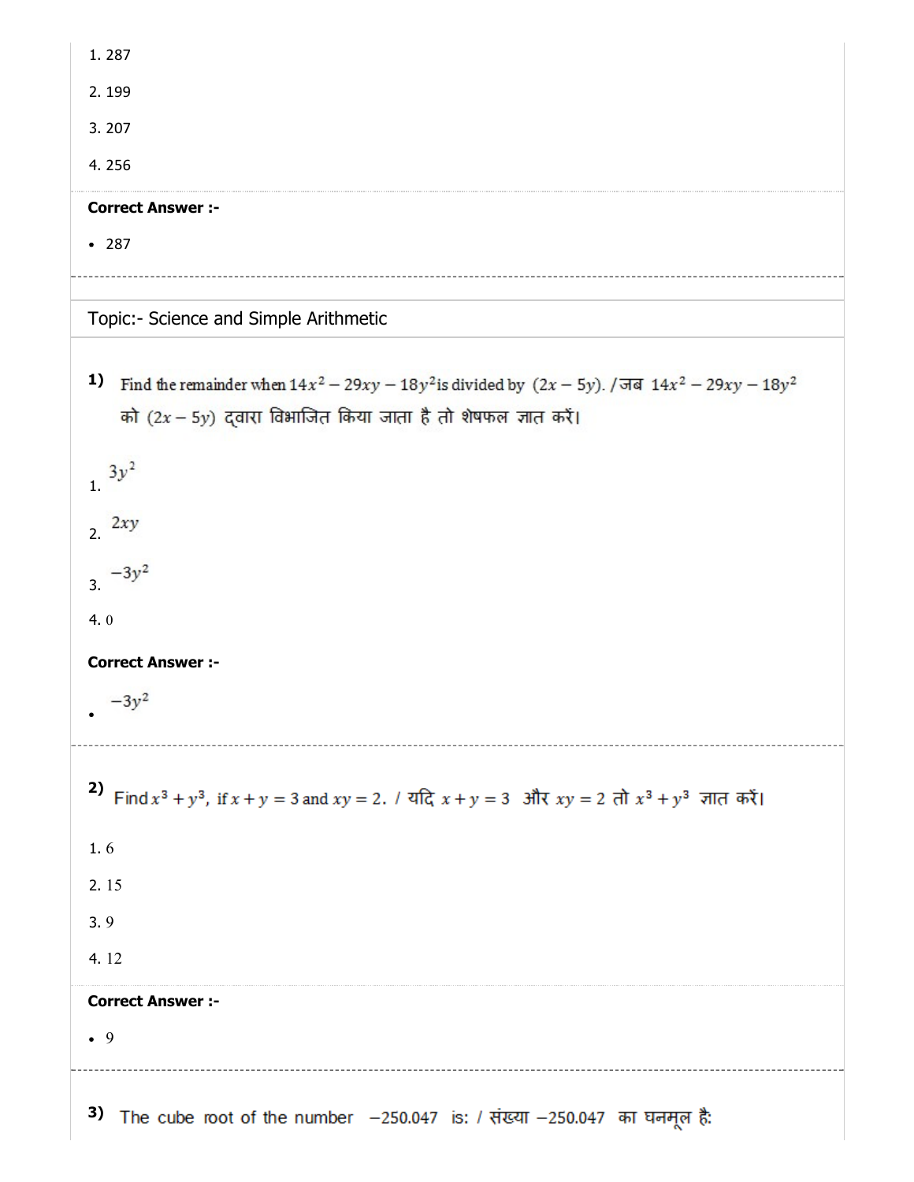1. 287

2. 199

3. 207

4. 256

**Correct Answer :-**

- 287

---

## Topic:- Science and Simple Arithmetic

**1)** Find the remainder when $14x^2 - 29xy - 18y^2$ is divided by $(2x - 5y)$. / जब $14x^2 - 29xy - 18y^2$ को $(2x - 5y)$ द्वारा विभाजित किया जाता है तो शेषफल ज्ञात करें।

1. $3y^2$

2. $2xy$

3. $-3y^2$

4. 0

**Correct Answer :-**

- $-3y^2$

---

**2)** Find $x^3 + y^3$, if $x + y = 3$ and $xy = 2$. / यदि $x + y = 3$ और $xy = 2$ तो $x^3 + y^3$ ज्ञात करें।

1. 6

2. 15

3. 9

4. 12

**Correct Answer :-**

- 9

---

**3)** The cube root of the number $-250.047$ is: / संख्या $-250.047$ का घनमूल है: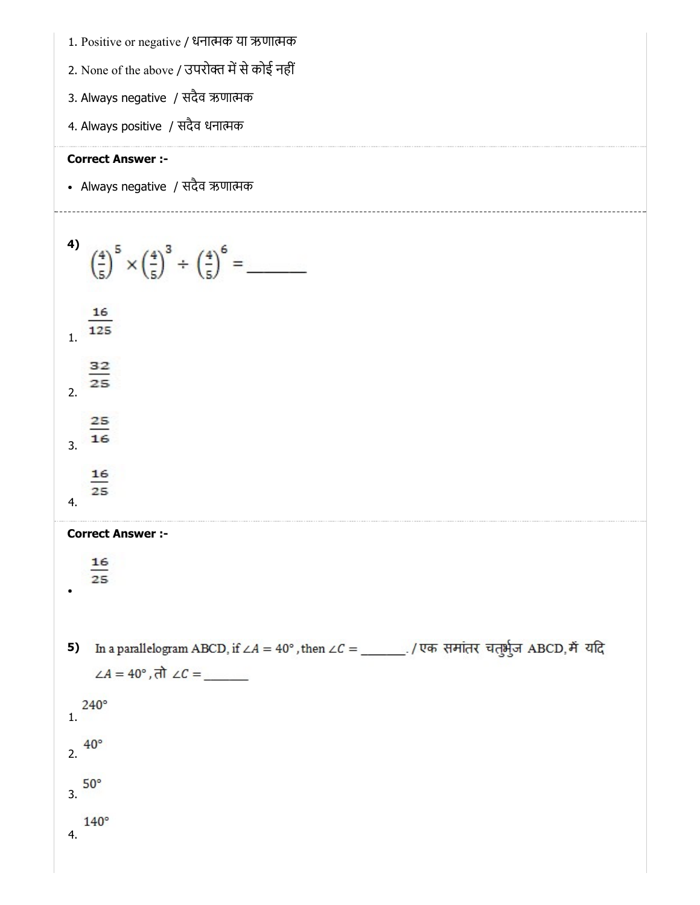1. Positive or negative / धनात्मक या ऋणात्मक
2. None of the above / उपरोक्त में से कोई नहीं
3. Always negative / सदैव ऋणात्मक
4. Always positive / सदैव धनात्मक

**Correct Answer :-**

- Always negative / सदैव ऋणात्मक

---

**4)** $\left(\frac{4}{5}\right)^5 \times \left(\frac{4}{5}\right)^3 \div \left(\frac{4}{5}\right)^6 =$ ________

1. $\frac{16}{125}$
2. $\frac{32}{25}$
3. $\frac{25}{16}$
4. $\frac{16}{25}$

**Correct Answer :-**

- $\frac{16}{25}$

**5)** In a parallelogram ABCD, if $\angle A = 40°$, then $\angle C =$ _______. / एक समांतर चतुर्भुज ABCD, में यदि $\angle A = 40°$, तो $\angle C =$ _______

1. 240°
2. 40°
3. 50°
4. 140°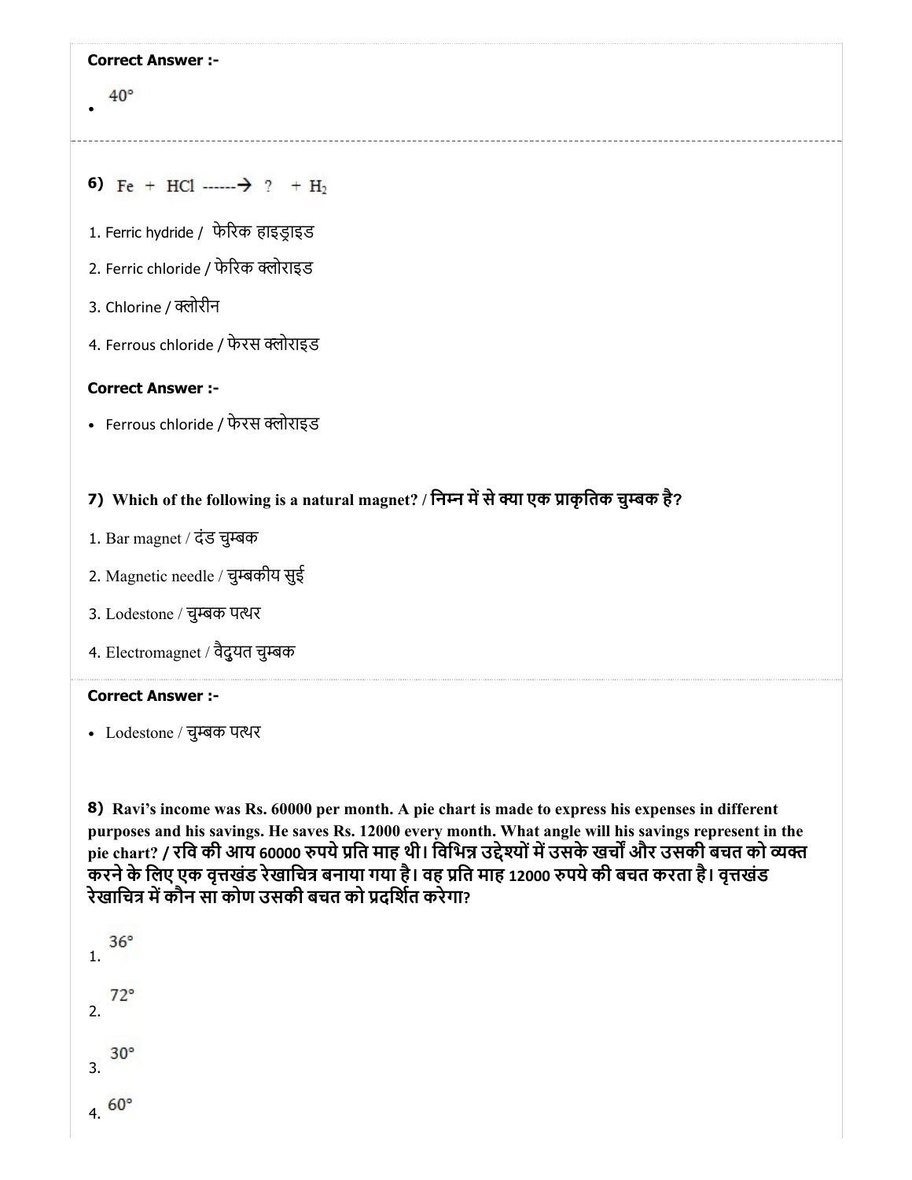**Correct Answer :-**

- $40°$

**6)** $Fe + HCl \dashrightarrow ? + H_2$

1. Ferric hydride / फेरिक हाइड्राइड
2. Ferric chloride / फेरिक क्लोराइड
3. Chlorine / क्लोरीन
4. Ferrous chloride / फेरस क्लोराइड

**Correct Answer :-**

- Ferrous chloride / फेरस क्लोराइड

**7) Which of the following is a natural magnet? / निम्न में से क्या एक प्राकृतिक चुम्बक है?**

1. Bar magnet / दंड चुम्बक
2. Magnetic needle / चुम्बकीय सुई
3. Lodestone / चुम्बक पत्थर
4. Electromagnet / वैदुयत चुम्बक

**Correct Answer :-**

- Lodestone / चुम्बक पत्थर

**8) Ravi's income was Rs. 60000 per month. A pie chart is made to express his expenses in different purposes and his savings. He saves Rs. 12000 every month. What angle will his savings represent in the pie chart? / रवि की आय 60000 रुपये प्रति माह थी। विभिन्न उद्देश्यों में उसके खर्चों और उसकी बचत को व्यक्त करने के लिए एक वृत्तखंड रेखाचित्र बनाया गया है। वह प्रति माह 12000 रुपये की बचत करता है। वृत्तखंड रेखाचित्र में कौन सा कोण उसकी बचत को प्रदर्शित करेगा?**

1. $36°$
2. $72°$
3. $30°$
4. $60°$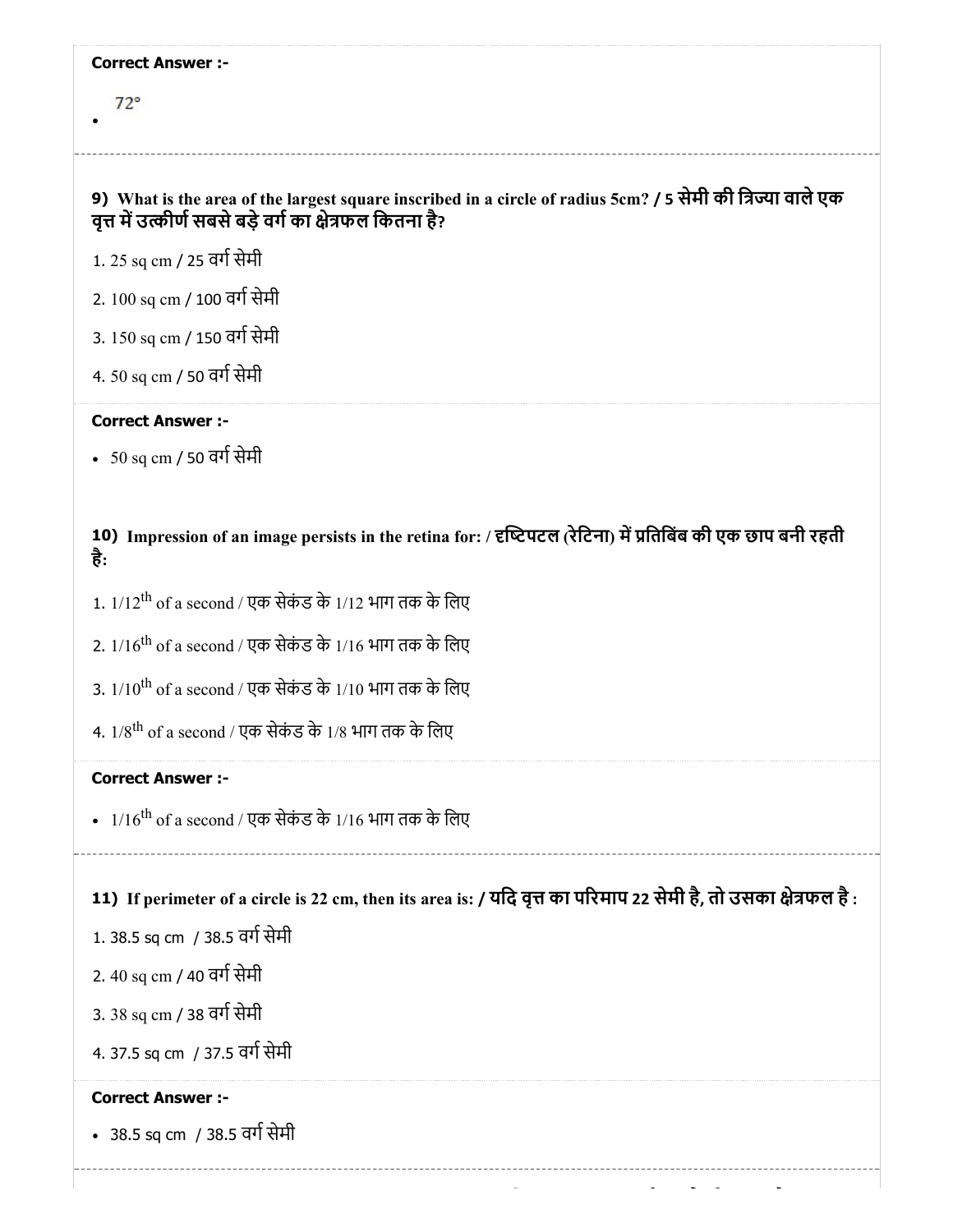**Correct Answer :-**

- 72°

**9) What is the area of the largest square inscribed in a circle of radius 5cm? / 5 सेमी की त्रिज्या वाले एक वृत्त में उत्कीर्ण सबसे बड़े वर्ग का क्षेत्रफल कितना है?**

1. 25 sq cm / 25 वर्ग सेमी
2. 100 sq cm / 100 वर्ग सेमी
3. 150 sq cm / 150 वर्ग सेमी
4. 50 sq cm / 50 वर्ग सेमी

**Correct Answer :-**

- 50 sq cm / 50 वर्ग सेमी

**10) Impression of an image persists in the retina for: / दृष्टिपटल (रेटिना) में प्रतिबिंब की एक छाप बनी रहती है:**

1. $1/12^{th}$ of a second / एक सेकंड के 1/12 भाग तक के लिए
2. $1/16^{th}$ of a second / एक सेकंड के 1/16 भाग तक के लिए
3. $1/10^{th}$ of a second / एक सेकंड के 1/10 भाग तक के लिए
4. $1/8^{th}$ of a second / एक सेकंड के 1/8 भाग तक के लिए

**Correct Answer :-**

- $1/16^{th}$ of a second / एक सेकंड के 1/16 भाग तक के लिए

**11) If perimeter of a circle is 22 cm, then its area is: / यदि वृत्त का परिमाप 22 सेमी है, तो उसका क्षेत्रफल है :**

1. 38.5 sq cm / 38.5 वर्ग सेमी
2. 40 sq cm / 40 वर्ग सेमी
3. 38 sq cm / 38 वर्ग सेमी
4. 37.5 sq cm / 37.5 वर्ग सेमी

**Correct Answer :-**

- 38.5 sq cm / 38.5 वर्ग सेमी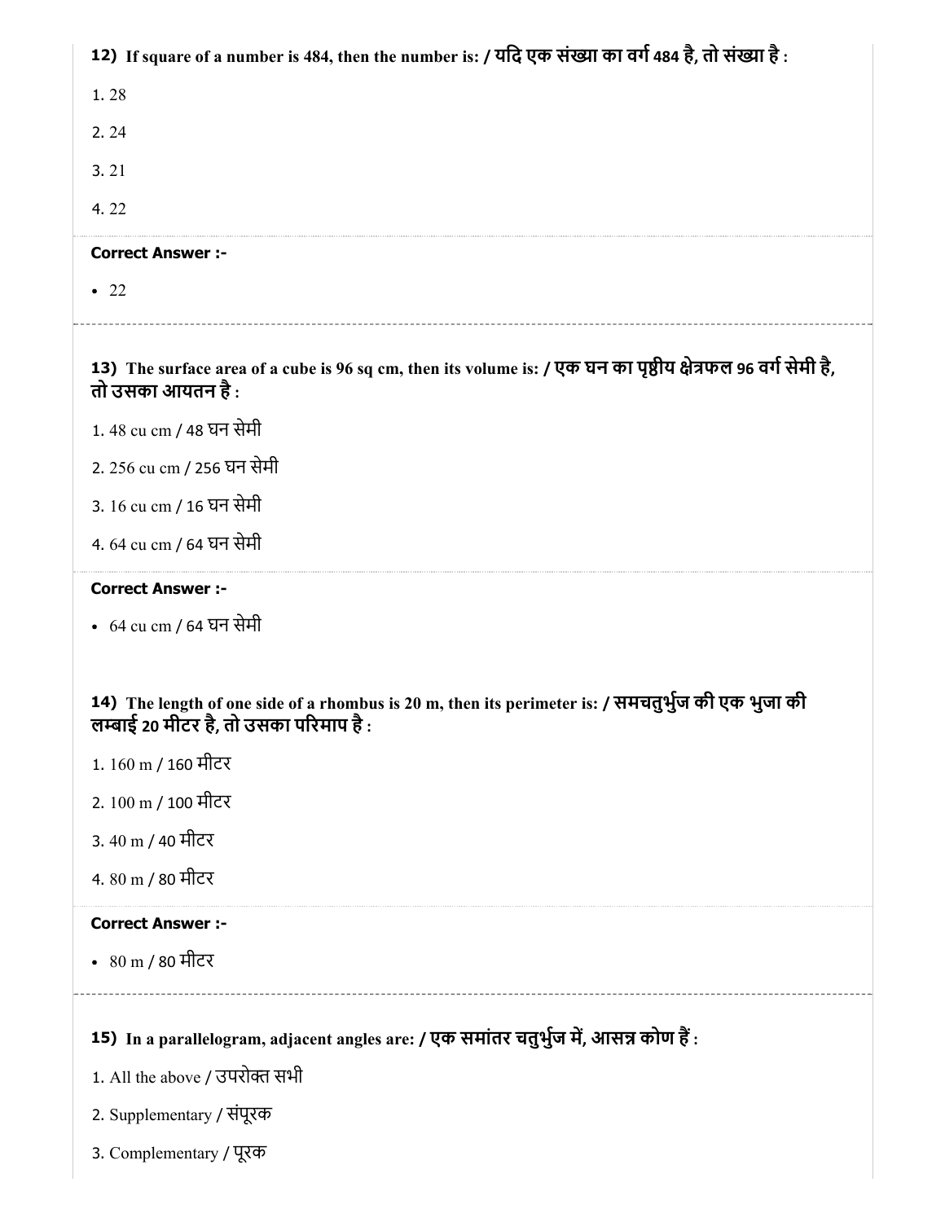**12) If square of a number is 484, then the number is: / यदि एक संख्या का वर्ग 484 है, तो संख्या है :**

1. 28

2. 24

3. 21

4. 22

**Correct Answer :-**

- 22

**13) The surface area of a cube is 96 sq cm, then its volume is: / एक घन का पृष्ठीय क्षेत्रफल 96 वर्ग सेमी है, तो उसका आयतन है :**

1. 48 cu cm / 48 घन सेमी

2. 256 cu cm / 256 घन सेमी

3. 16 cu cm / 16 घन सेमी

4. 64 cu cm / 64 घन सेमी

**Correct Answer :-**

- 64 cu cm / 64 घन सेमी

**14) The length of one side of a rhombus is 20 m, then its perimeter is: / समचतुर्भुज की एक भुजा की लम्बाई 20 मीटर है, तो उसका परिमाप है :**

1. 160 m / 160 मीटर

2. 100 m / 100 मीटर

3. 40 m / 40 मीटर

4. 80 m / 80 मीटर

**Correct Answer :-**

- 80 m / 80 मीटर

**15) In a parallelogram, adjacent angles are: / एक समांतर चतुर्भुज में, आसन्न कोण हैं :**

1. All the above / उपरोक्त सभी

2. Supplementary / संपूरक

3. Complementary / पूरक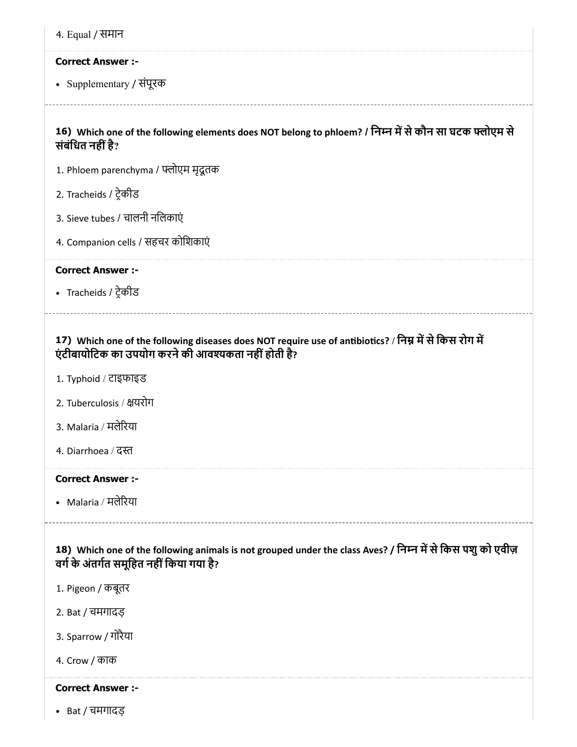4. Equal / समान

**Correct Answer :-**

- Supplementary / संपूरक

**16) Which one of the following elements does NOT belong to phloem? / निम्न में से कौन सा घटक फ्लोएम से संबंधित नहीं है?**

1. Phloem parenchyma / फ्लोएम मृदूतक
2. Tracheids / ट्रेकीड
3. Sieve tubes / चालनी नलिकाएं
4. Companion cells / सहचर कोशिकाएं

**Correct Answer :-**

- Tracheids / ट्रेकीड

**17) Which one of the following diseases does NOT require use of antibiotics? / निम्न में से किस रोग में एंटीबायोटिक का उपयोग करने की आवश्यकता नहीं होती है?**

1. Typhoid / टाइफाइड
2. Tuberculosis / क्षयरोग
3. Malaria / मलेरिया
4. Diarrhoea / दस्त

**Correct Answer :-**

- Malaria / मलेरिया

**18) Which one of the following animals is not grouped under the class Aves? / निम्न में से किस पशु को एवीज़ वर्ग के अंतर्गत समूहित नहीं किया गया है?**

1. Pigeon / कबूतर
2. Bat / चमगादड़
3. Sparrow / गौरैया
4. Crow / काक

**Correct Answer :-**

- Bat / चमगादड़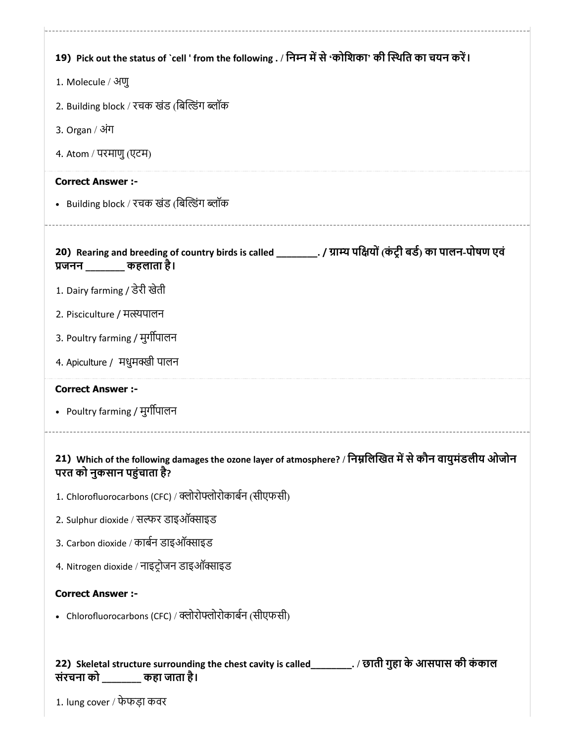**19) Pick out the status of `cell ' from the following . / निम्न में से 'कोशिका' की स्थिति का चयन करें।**

1. Molecule / अणु
2. Building block / रचक खंड (बिल्डिंग ब्लॉक
3. Organ / अंग
4. Atom / परमाणु (एटम)

**Correct Answer :-**

- Building block / रचक खंड (बिल्डिंग ब्लॉक

**20) Rearing and breeding of country birds is called ________. / ग्राम्य पक्षियों (कंट्री बर्ड) का पालन-पोषण एवं प्रजनन _______ कहलाता है।**

1. Dairy farming / डेरी खेती
2. Pisciculture / मत्स्यपालन
3. Poultry farming / मुर्गीपालन
4. Apiculture / मधुमक्खी पालन

**Correct Answer :-**

- Poultry farming / मुर्गीपालन

**21) Which of the following damages the ozone layer of atmosphere? / निम्नलिखित में से कौन वायुमंडलीय ओजोन परत को नुकसान पहुंचाता है?**

1. Chlorofluorocarbons (CFC) / क्लोरोफ्लोरोकार्बन (सीएफसी)
2. Sulphur dioxide / सल्फर डाइऑक्साइड
3. Carbon dioxide / कार्बन डाइऑक्साइड
4. Nitrogen dioxide / नाइट्रोजन डाइऑक्साइड

**Correct Answer :-**

- Chlorofluorocarbons (CFC) / क्लोरोफ्लोरोकार्बन (सीएफसी)

**22) Skeletal structure surrounding the chest cavity is called________. / छाती गुहा के आसपास की कंकाल संरचना को _______ कहा जाता है।**

1. lung cover / फेफड़ा कवर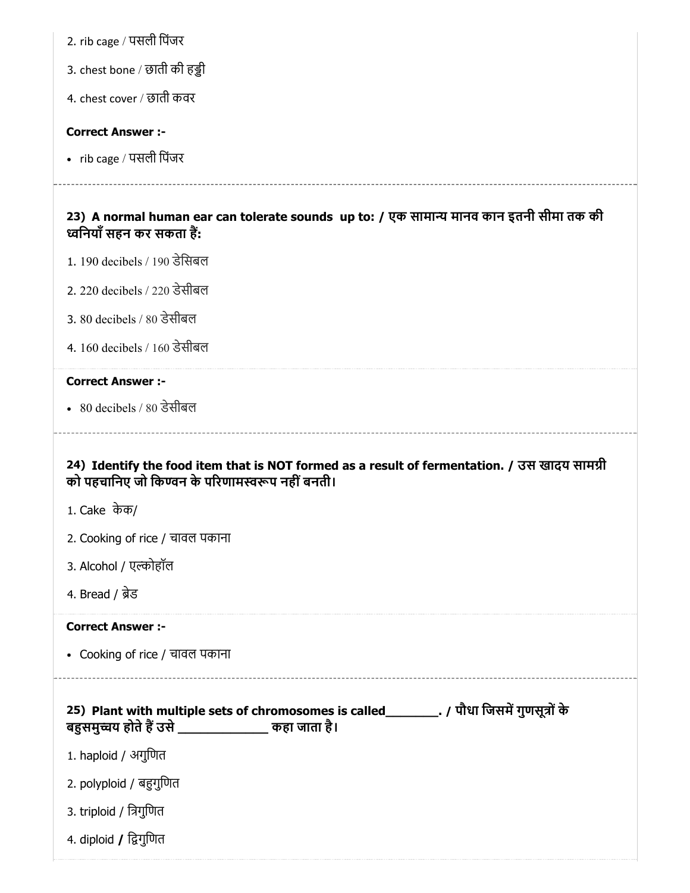2. rib cage / पसली पिंजर

3. chest bone / छाती की हड्डी

4. chest cover / छाती कवर

**Correct Answer :-**

- rib cage / पसली पिंजर

---

**23) A normal human ear can tolerate sounds up to: / एक सामान्य मानव कान इतनी सीमा तक की ध्वनियाँ सहन कर सकता हैं:**

1. 190 decibels / 190 डेसिबल

2. 220 decibels / 220 डेसीबल

3. 80 decibels / 80 डेसीबल

4. 160 decibels / 160 डेसीबल

**Correct Answer :-**

- 80 decibels / 80 डेसीबल

---

**24) Identify the food item that is NOT formed as a result of fermentation. / उस खादय सामग्री को पहचानिए जो किण्वन के परिणामस्वरूप नहीं बनती।**

1. Cake केक/

2. Cooking of rice / चावल पकाना

3. Alcohol / एल्कोहॉल

4. Bread / ब्रेड

**Correct Answer :-**

- Cooking of rice / चावल पकाना

---

**25) Plant with multiple sets of chromosomes is called________. / पौधा जिसमें गुणसूत्रों के बहुसमुच्चय होते हैं उसे _____________ कहा जाता है।**

1. haploid / अगुणित

2. polyploid / बहुगुणित

3. triploid / त्रिगुणित

4. diploid / द्विगुणित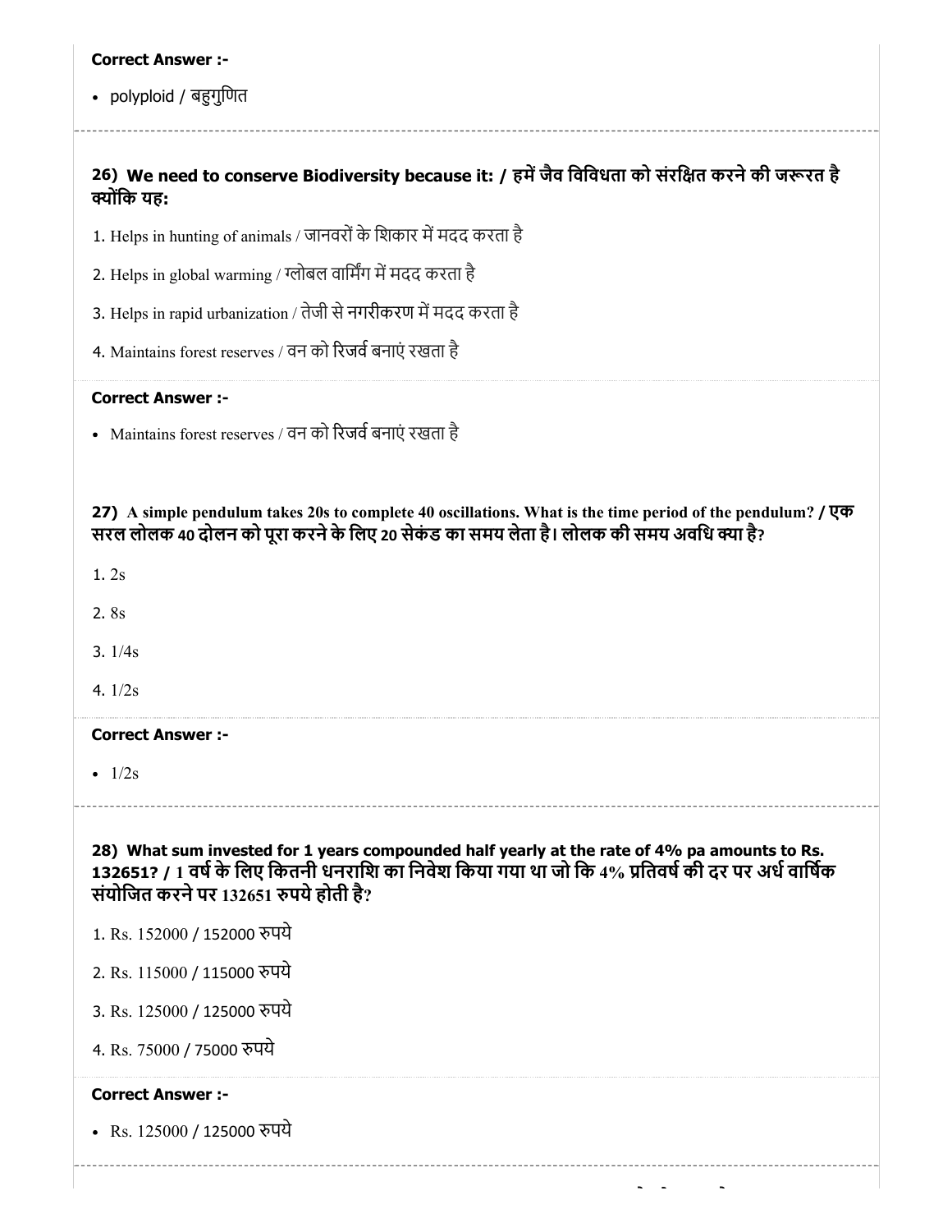**Correct Answer :-**

- polyploid / बहुगुणित

**26) We need to conserve Biodiversity because it: / हमें जैव विविधता को संरक्षित करने की जरूरत है क्योंकि यह:**

1. Helps in hunting of animals / जानवरों के शिकार में मदद करता है
2. Helps in global warming / ग्लोबल वार्मिंग में मदद करता है
3. Helps in rapid urbanization / तेजी से नगरीकरण में मदद करता है
4. Maintains forest reserves / वन को रिजर्व बनाएं रखता है

**Correct Answer :-**

- Maintains forest reserves / वन को रिजर्व बनाएं रखता है

**27) A simple pendulum takes 20s to complete 40 oscillations. What is the time period of the pendulum? / एक सरल लोलक 40 दोलन को पूरा करने के लिए 20 सेकंड का समय लेता है। लोलक की समय अवधि क्या है?**

1. 2s
2. 8s
3. 1/4s
4. 1/2s

**Correct Answer :-**

- 1/2s

**28) What sum invested for 1 years compounded half yearly at the rate of 4% pa amounts to Rs. 132651? / 1 वर्ष के लिए कितनी धनराशि का निवेश किया गया था जो कि 4% प्रतिवर्ष की दर पर अर्ध वार्षिक संयोजित करने पर 132651 रुपये होती है?**

1. Rs. 152000 / 152000 रुपये
2. Rs. 115000 / 115000 रुपये
3. Rs. 125000 / 125000 रुपये
4. Rs. 75000 / 75000 रुपये

**Correct Answer :-**

- Rs. 125000 / 125000 रुपये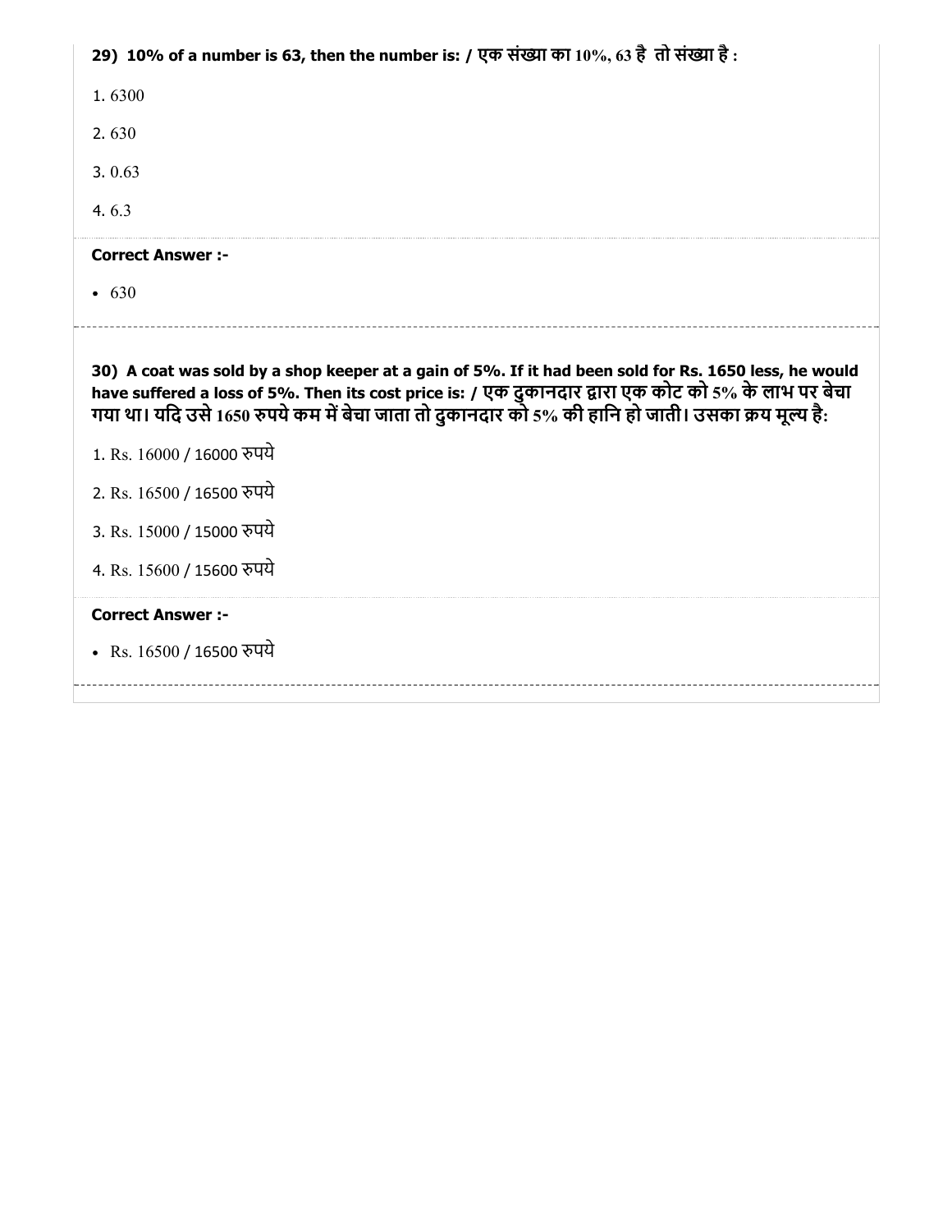**29) 10% of a number is 63, then the number is: / एक संख्या का 10%, 63 है तो संख्या है :**

1. 6300

2. 630

3. 0.63

4. 6.3

**Correct Answer :-**

- 630

---

**30) A coat was sold by a shop keeper at a gain of 5%. If it had been sold for Rs. 1650 less, he would have suffered a loss of 5%. Then its cost price is: / एक दुकानदार द्वारा एक कोट को 5% के लाभ पर बेचा गया था। यदि उसे 1650 रुपये कम में बेचा जाता तो दुकानदार को 5% की हानि हो जाती। उसका क्रय मूल्य है:**

1. Rs. 16000 / 16000 रुपये

2. Rs. 16500 / 16500 रुपये

3. Rs. 15000 / 15000 रुपये

4. Rs. 15600 / 15600 रुपये

**Correct Answer :-**

- Rs. 16500 / 16500 रुपये